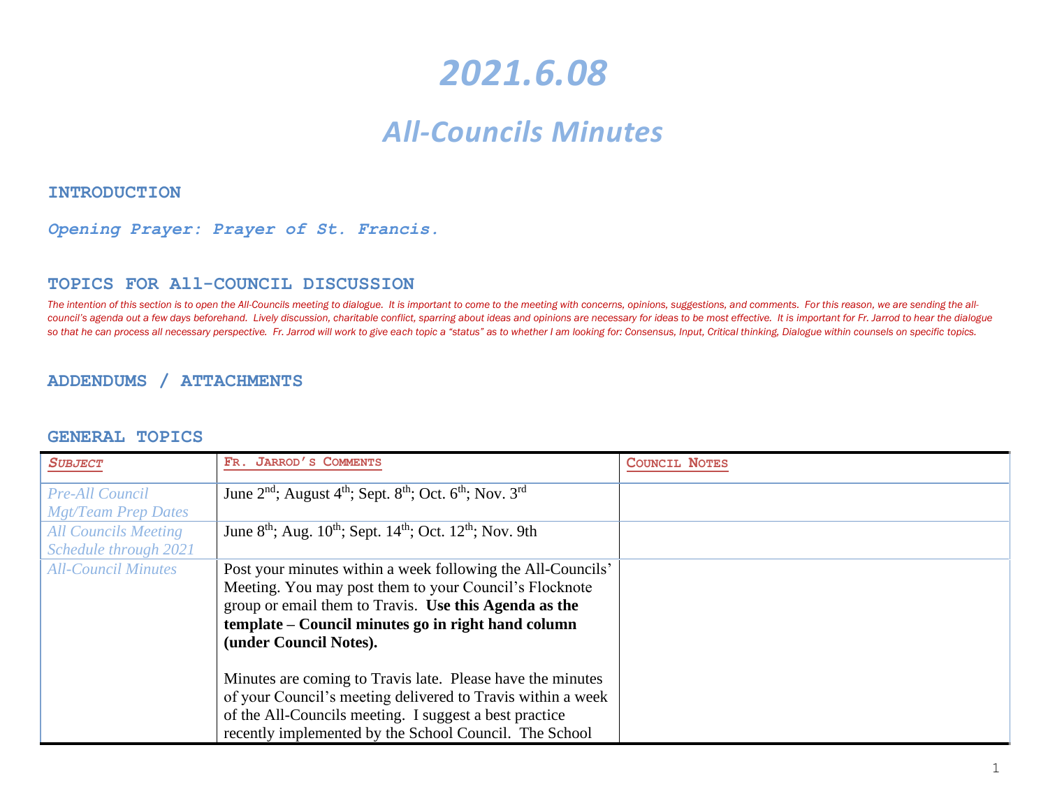# *2021.6.08*

## *All-Councils Minutes*

### INTRODUCTION

***Opening Prayer: Prayer of St. Francis.***

### TOPICS FOR All-COUNCIL DISCUSSION

*The intention of this section is to open the All-Councils meeting to dialogue. It is important to come to the meeting with concerns, opinions, suggestions, and comments. For this reason, we are sending the all-council's agenda out a few days beforehand. Lively discussion, charitable conflict, sparring about ideas and opinions are necessary for ideas to be most effective. It is important for Fr. Jarrod to hear the dialogue so that he can process all necessary perspective. Fr. Jarrod will work to give each topic a "status" as to whether I am looking for: Consensus, Input, Critical thinking, Dialogue within counsels on specific topics.*

### ADDENDUMS / ATTACHMENTS

### GENERAL TOPICS

| *SUBJECT* | FR. JARROD'S COMMENTS | COUNCIL NOTES |
|---|---|---|
| *Pre-All Council Mgt/Team Prep Dates* | June 2nd; August 4th; Sept. 8th; Oct. 6th; Nov. 3rd | |
| *All Councils Meeting Schedule through 2021* | June 8th; Aug. 10th; Sept. 14th; Oct. 12th; Nov. 9th | |
| *All-Council Minutes* | Post your minutes within a week following the All-Councils' Meeting. You may post them to your Council's Flocknote group or email them to Travis. **Use this Agenda as the template – Council minutes go in right hand column (under Council Notes).**<br><br>Minutes are coming to Travis late. Please have the minutes of your Council's meeting delivered to Travis within a week of the All-Councils meeting. I suggest a best practice recently implemented by the School Council. The School | |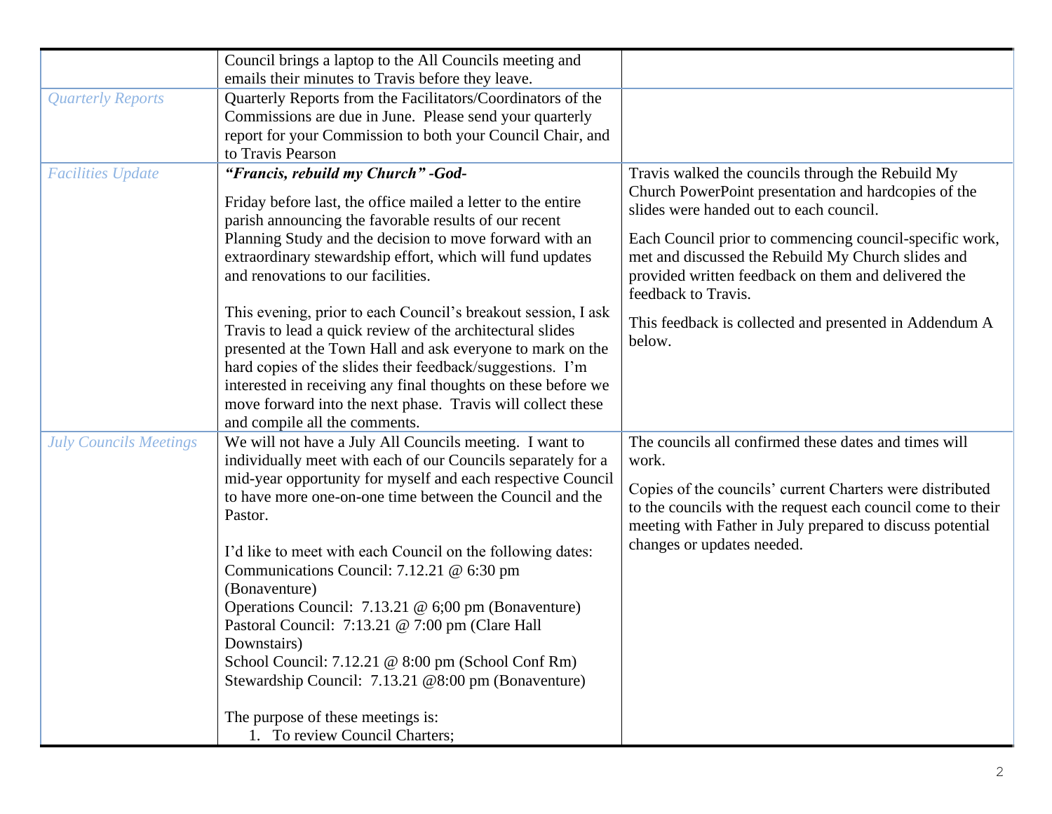|  |  |  |
|---|---|---|
|  | Council brings a laptop to the All Councils meeting and emails their minutes to Travis before they leave. |  |
| *Quarterly Reports* | Quarterly Reports from the Facilitators/Coordinators of the Commissions are due in June. Please send your quarterly report for your Commission to both your Council Chair, and to Travis Pearson |  |
| *Facilities Update* | ***"Francis, rebuild my Church" -God-***<br><br>Friday before last, the office mailed a letter to the entire parish announcing the favorable results of our recent Planning Study and the decision to move forward with an extraordinary stewardship effort, which will fund updates and renovations to our facilities.<br><br>This evening, prior to each Council's breakout session, I ask Travis to lead a quick review of the architectural slides presented at the Town Hall and ask everyone to mark on the hard copies of the slides their feedback/suggestions. I'm interested in receiving any final thoughts on these before we move forward into the next phase. Travis will collect these and compile all the comments. | Travis walked the councils through the Rebuild My Church PowerPoint presentation and hardcopies of the slides were handed out to each council.<br><br>Each Council prior to commencing council-specific work, met and discussed the Rebuild My Church slides and provided written feedback on them and delivered the feedback to Travis.<br><br>This feedback is collected and presented in Addendum A below. |
| *July Councils Meetings* | We will not have a July All Councils meeting. I want to individually meet with each of our Councils separately for a mid-year opportunity for myself and each respective Council to have more one-on-one time between the Council and the Pastor.<br><br>I'd like to meet with each Council on the following dates:<br>Communications Council: 7.12.21 @ 6:30 pm (Bonaventure)<br>Operations Council: 7.13.21 @ 6;00 pm (Bonaventure)<br>Pastoral Council: 7:13.21 @ 7:00 pm (Clare Hall Downstairs)<br>School Council: 7.12.21 @ 8:00 pm (School Conf Rm)<br>Stewardship Council: 7.13.21 @8:00 pm (Bonaventure)<br><br>The purpose of these meetings is:<br>1. To review Council Charters; | The councils all confirmed these dates and times will work.<br><br>Copies of the councils' current Charters were distributed to the councils with the request each council come to their meeting with Father in July prepared to discuss potential changes or updates needed. |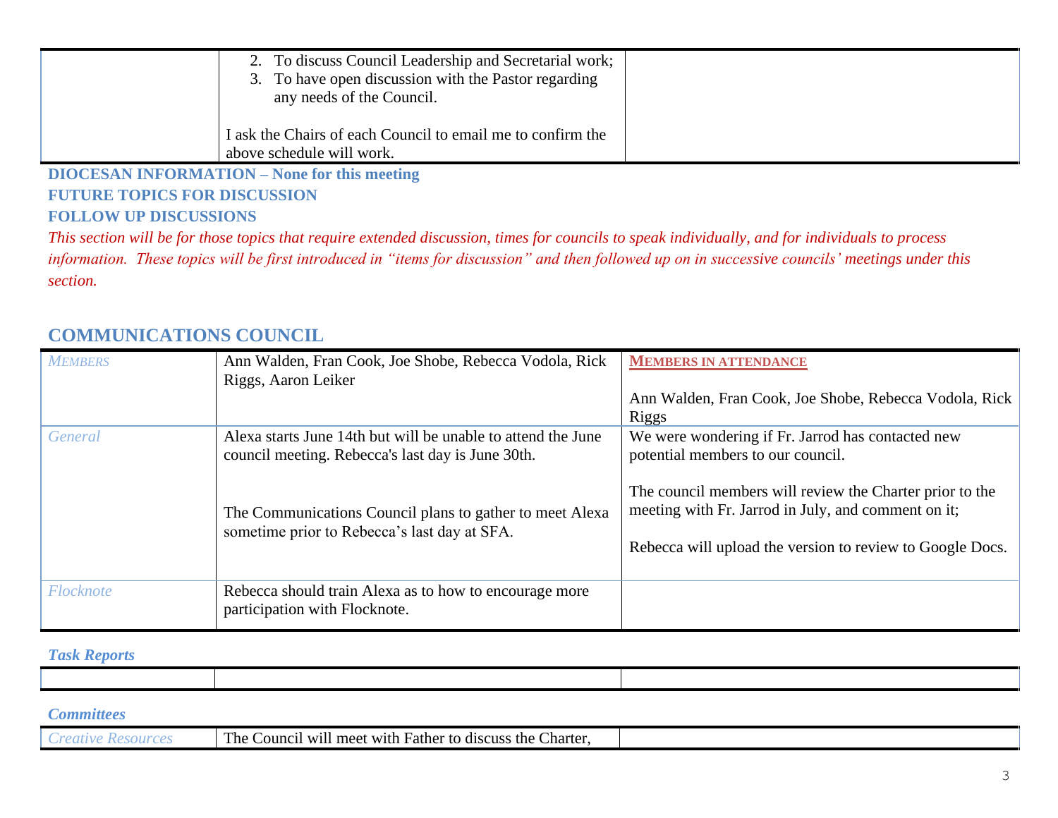| | | |
|---|---|---|
| | 2. To discuss Council Leadership and Secretarial work;<br>3. To have open discussion with the Pastor regarding any needs of the Council.<br><br>I ask the Chairs of each Council to email me to confirm the above schedule will work. | |

**DIOCESAN INFORMATION – None for this meeting**

**FUTURE TOPICS FOR DISCUSSION**

**FOLLOW UP DISCUSSIONS**

*This section will be for those topics that require extended discussion, times for councils to speak individually, and for individuals to process information. These topics will be first introduced in "items for discussion" and then followed up on in successive councils' meetings under this section.*

## COMMUNICATIONS COUNCIL

| *Members* | Ann Walden, Fran Cook, Joe Shobe, Rebecca Vodola, Rick Riggs, Aaron Leiker | **Members in attendance**<br><br>Ann Walden, Fran Cook, Joe Shobe, Rebecca Vodola, Rick Riggs |
|---|---|---|
| *General* | Alexa starts June 14th but will be unable to attend the June council meeting. Rebecca's last day is June 30th.<br><br>The Communications Council plans to gather to meet Alexa sometime prior to Rebecca's last day at SFA. | We were wondering if Fr. Jarrod has contacted new potential members to our council.<br><br>The council members will review the Charter prior to the meeting with Fr. Jarrod in July, and comment on it;<br><br>Rebecca will upload the version to review to Google Docs. |
| *Flocknote* | Rebecca should train Alexa as to how to encourage more participation with Flocknote. | |

***Task Reports***

| | | |
|---|---|---|
| | | |

***Committees***

| | | |
|---|---|---|
| *Creative Resources* | The Council will meet with Father to discuss the Charter, | |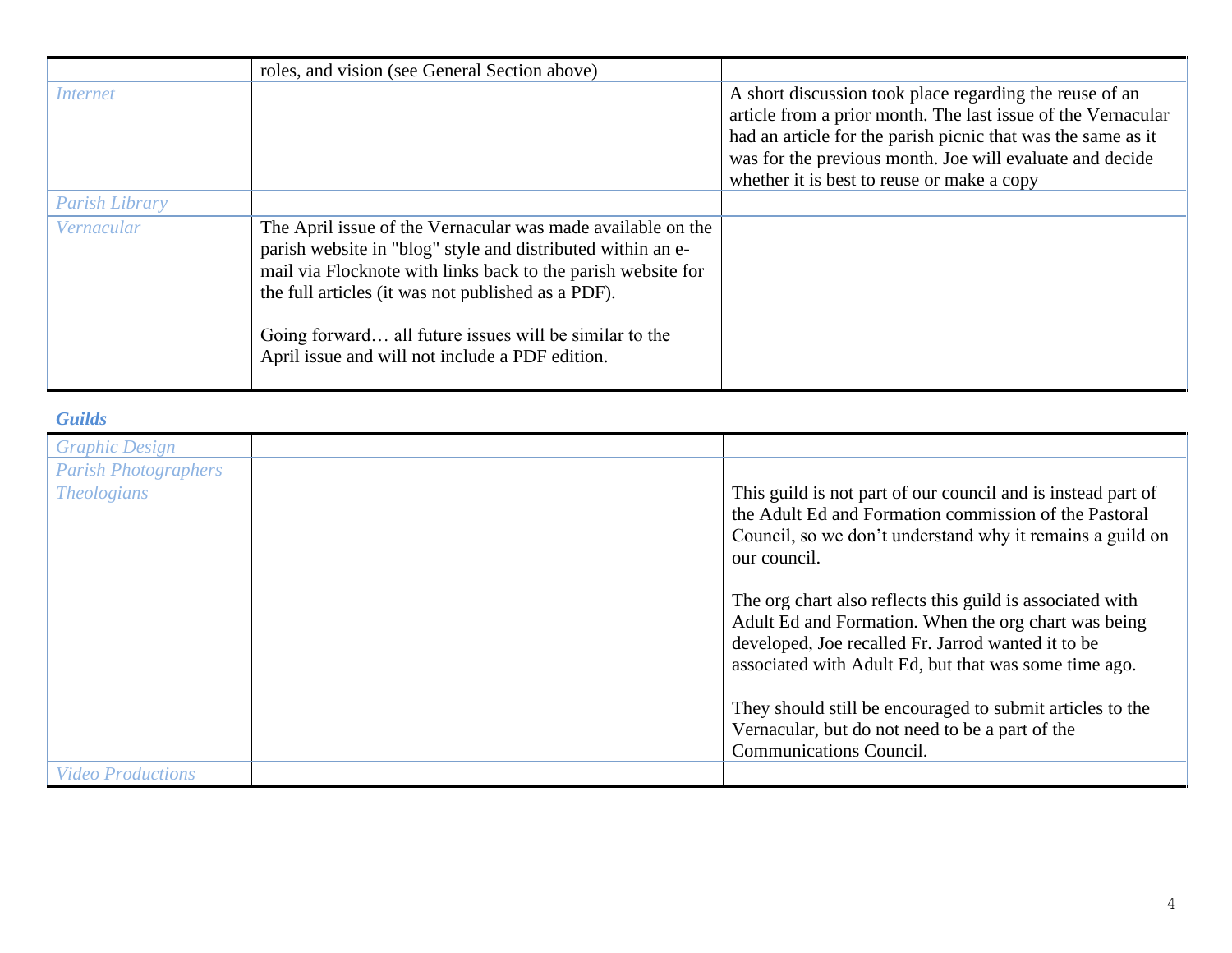| | | |
|---|---|---|
| | roles, and vision (see General Section above) | |
| *Internet* | | A short discussion took place regarding the reuse of an article from a prior month. The last issue of the Vernacular had an article for the parish picnic that was the same as it was for the previous month. Joe will evaluate and decide whether it is best to reuse or make a copy |
| *Parish Library* | | |
| *Vernacular* | The April issue of the Vernacular was made available on the parish website in "blog" style and distributed within an e-mail via Flocknote with links back to the parish website for the full articles (it was not published as a PDF).<br><br>Going forward… all future issues will be similar to the April issue and will not include a PDF edition. | |

### *Guilds*

| | | |
|---|---|---|
| *Graphic Design* | | |
| *Parish Photographers* | | |
| *Theologians* | | This guild is not part of our council and is instead part of the Adult Ed and Formation commission of the Pastoral Council, so we don't understand why it remains a guild on our council.<br><br>The org chart also reflects this guild is associated with Adult Ed and Formation. When the org chart was being developed, Joe recalled Fr. Jarrod wanted it to be associated with Adult Ed, but that was some time ago.<br><br>They should still be encouraged to submit articles to the Vernacular, but do not need to be a part of the Communications Council. |
| *Video Productions* | | |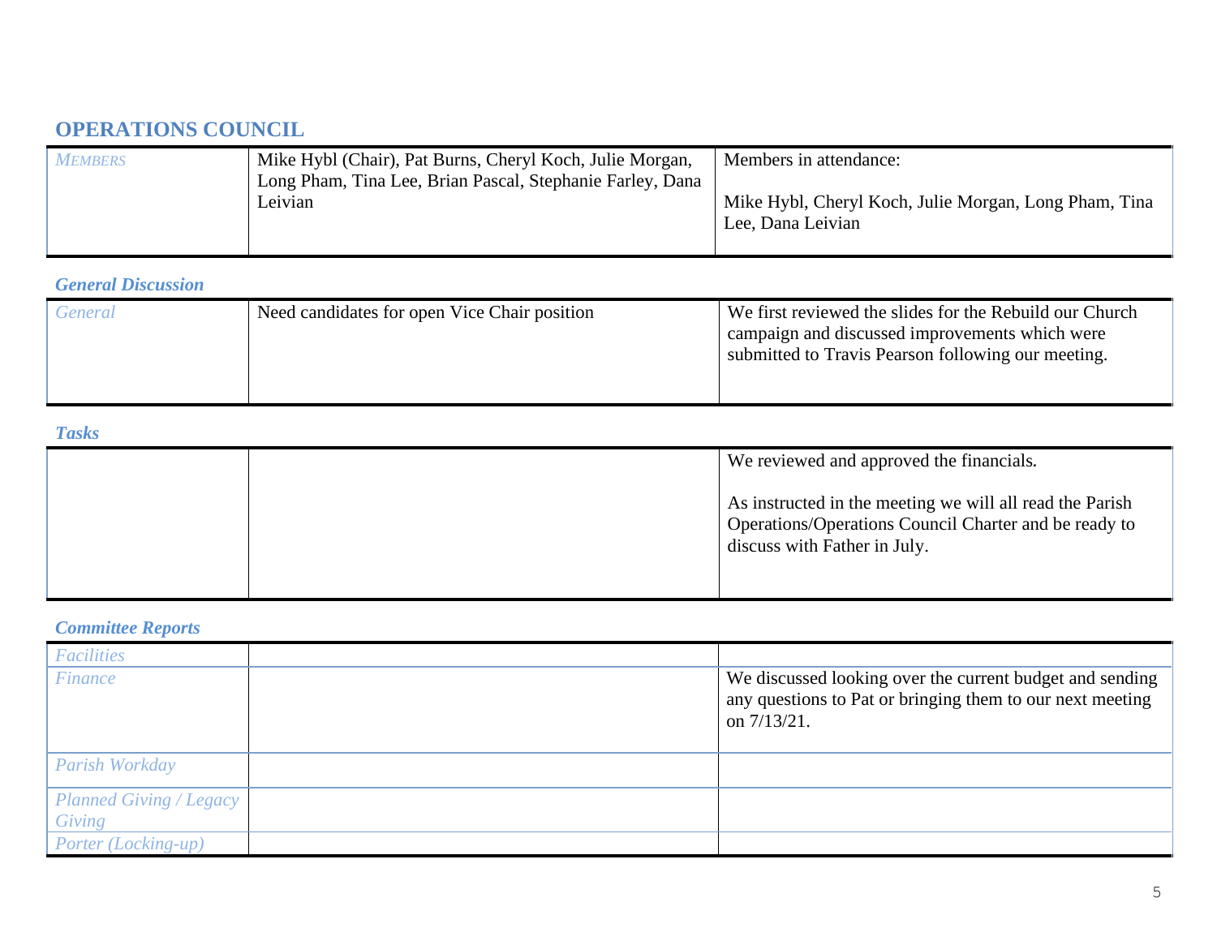## OPERATIONS COUNCIL

| *MEMBERS* | Mike Hybl (Chair), Pat Burns, Cheryl Koch, Julie Morgan, Long Pham, Tina Lee, Brian Pascal, Stephanie Farley, Dana Leivian | Members in attendance:<br><br>Mike Hybl, Cheryl Koch, Julie Morgan, Long Pham, Tina Lee, Dana Leivian |
|---|---|---|

### *General Discussion*

| *General* | Need candidates for open Vice Chair position | We first reviewed the slides for the Rebuild our Church campaign and discussed improvements which were submitted to Travis Pearson following our meeting. |
|---|---|---|

### *Tasks*

| | | We reviewed and approved the financials.<br><br>As instructed in the meeting we will all read the Parish Operations/Operations Council Charter and be ready to discuss with Father in July. |
|---|---|---|

### *Committee Reports*

| *Facilities* | | |
|---|---|---|
| *Finance* | | We discussed looking over the current budget and sending any questions to Pat or bringing them to our next meeting on 7/13/21. |
| *Parish Workday* | | |
| *Planned Giving / Legacy Giving* | | |
| *Porter (Locking-up)* | | |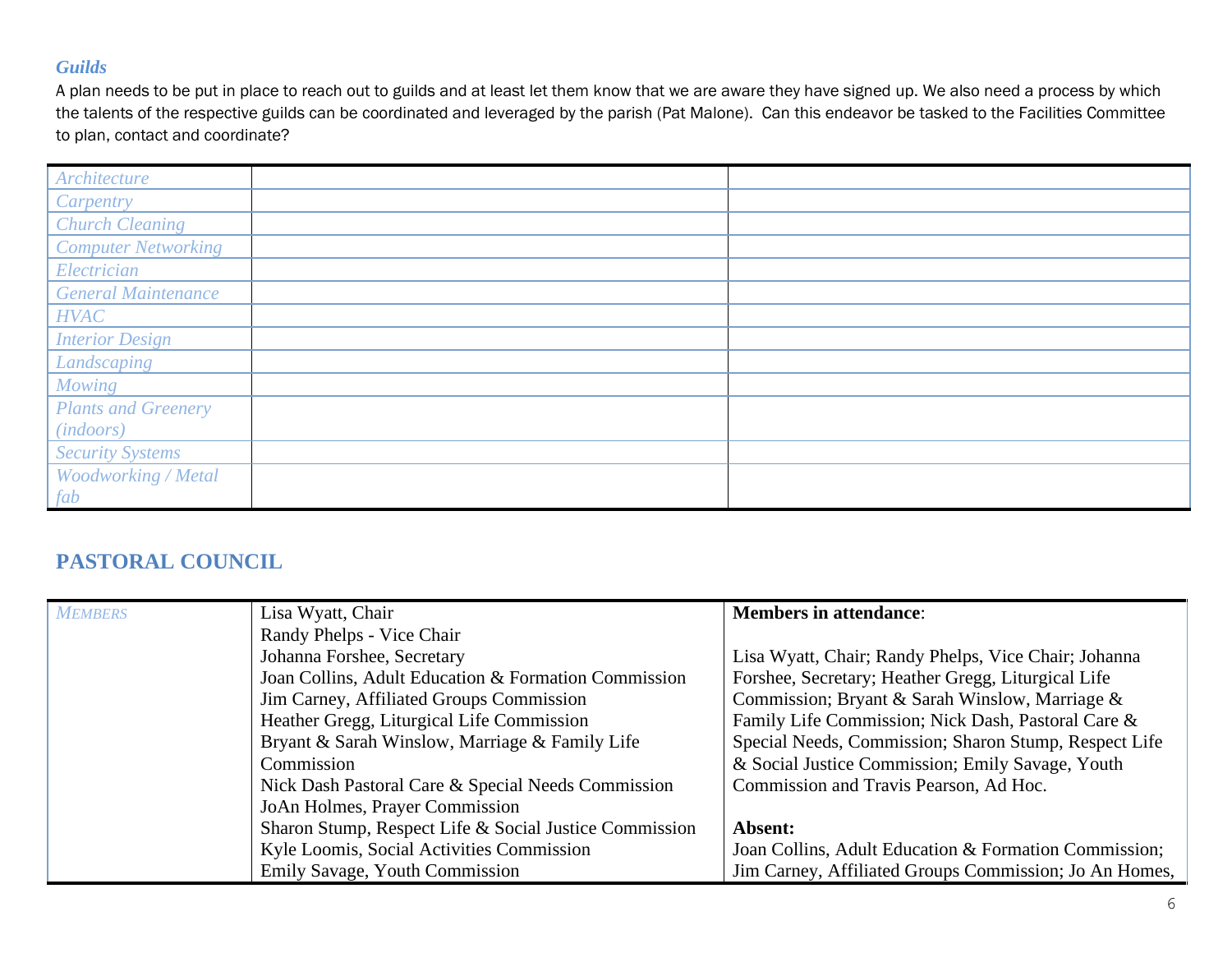### *Guilds*

A plan needs to be put in place to reach out to guilds and at least let them know that we are aware they have signed up. We also need a process by which the talents of the respective guilds can be coordinated and leveraged by the parish (Pat Malone). Can this endeavor be tasked to the Facilities Committee to plan, contact and coordinate?

| | | |
|---|---|---|
| *Architecture* | | |
| *Carpentry* | | |
| *Church Cleaning* | | |
| *Computer Networking* | | |
| *Electrician* | | |
| *General Maintenance* | | |
| *HVAC* | | |
| *Interior Design* | | |
| *Landscaping* | | |
| *Mowing* | | |
| *Plants and Greenery (indoors)* | | |
| *Security Systems* | | |
| *Woodworking / Metal fab* | | |

## PASTORAL COUNCIL

| | | |
|---|---|---|
| *MEMBERS* | Lisa Wyatt, Chair<br>Randy Phelps - Vice Chair<br>Johanna Forshee, Secretary<br>Joan Collins, Adult Education & Formation Commission<br>Jim Carney, Affiliated Groups Commission<br>Heather Gregg, Liturgical Life Commission<br>Bryant & Sarah Winslow, Marriage & Family Life Commission<br>Nick Dash Pastoral Care & Special Needs Commission<br>JoAn Holmes, Prayer Commission<br>Sharon Stump, Respect Life & Social Justice Commission<br>Kyle Loomis, Social Activities Commission<br>Emily Savage, Youth Commission | **Members in attendance**:<br><br>Lisa Wyatt, Chair; Randy Phelps, Vice Chair; Johanna Forshee, Secretary; Heather Gregg, Liturgical Life Commission; Bryant & Sarah Winslow, Marriage & Family Life Commission; Nick Dash, Pastoral Care & Special Needs, Commission; Sharon Stump, Respect Life & Social Justice Commission; Emily Savage, Youth Commission and Travis Pearson, Ad Hoc.<br><br>**Absent:**<br>Joan Collins, Adult Education & Formation Commission; Jim Carney, Affiliated Groups Commission; Jo An Homes, |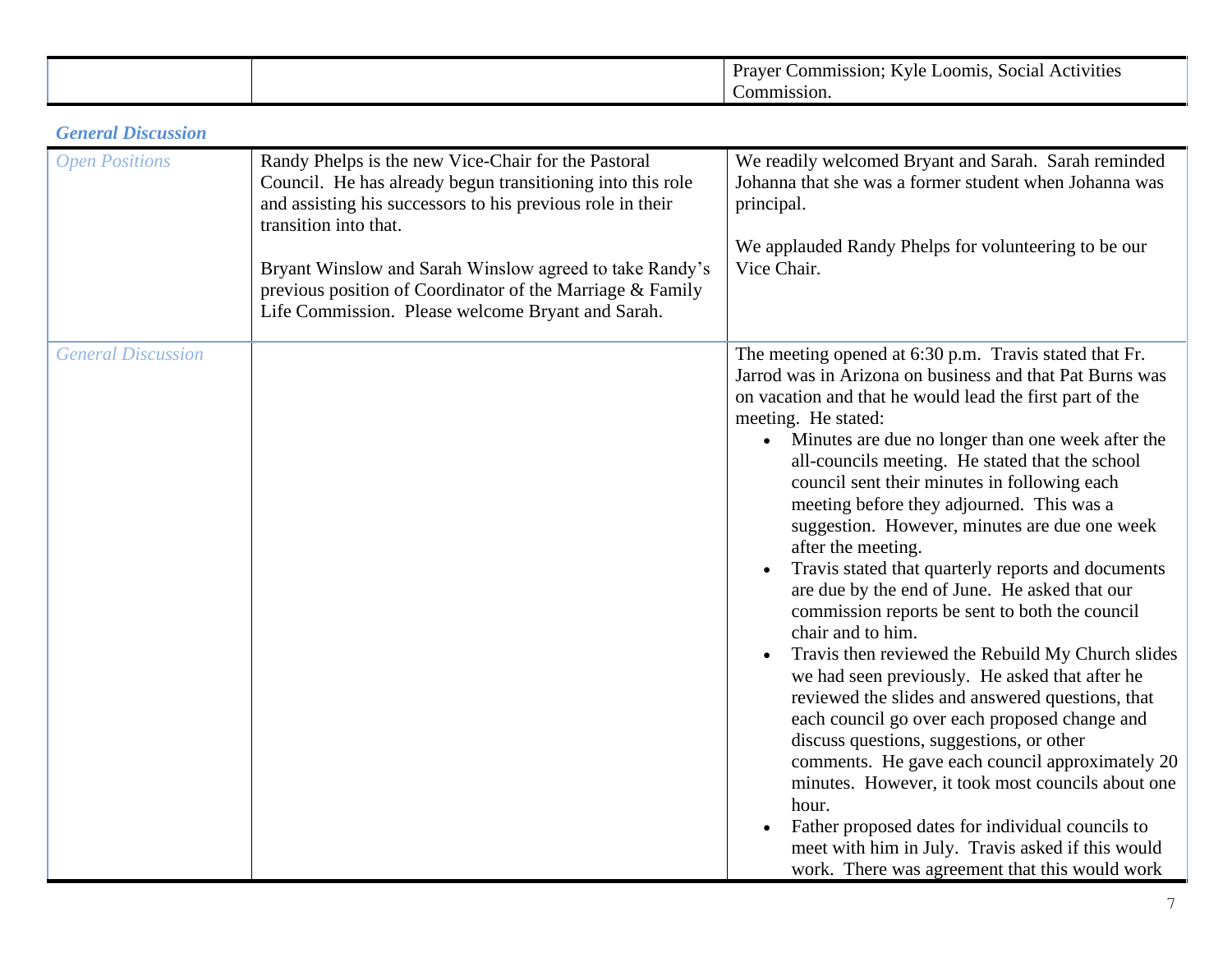| | | Prayer Commission; Kyle Loomis, Social Activities Commission. |
|---|---|---|

### *General Discussion*

| | | |
|---|---|---|
| *Open Positions* | Randy Phelps is the new Vice-Chair for the Pastoral Council. He has already begun transitioning into this role and assisting his successors to his previous role in their transition into that.<br><br>Bryant Winslow and Sarah Winslow agreed to take Randy's previous position of Coordinator of the Marriage & Family Life Commission. Please welcome Bryant and Sarah. | We readily welcomed Bryant and Sarah. Sarah reminded Johanna that she was a former student when Johanna was principal.<br><br>We applauded Randy Phelps for volunteering to be our Vice Chair. |
| *General Discussion* | | The meeting opened at 6:30 p.m. Travis stated that Fr. Jarrod was in Arizona on business and that Pat Burns was on vacation and that he would lead the first part of the meeting. He stated:<br>• Minutes are due no longer than one week after the all-councils meeting. He stated that the school council sent their minutes in following each meeting before they adjourned. This was a suggestion. However, minutes are due one week after the meeting.<br>• Travis stated that quarterly reports and documents are due by the end of June. He asked that our commission reports be sent to both the council chair and to him.<br>• Travis then reviewed the Rebuild My Church slides we had seen previously. He asked that after he reviewed the slides and answered questions, that each council go over each proposed change and discuss questions, suggestions, or other comments. He gave each council approximately 20 minutes. However, it took most councils about one hour.<br>• Father proposed dates for individual councils to meet with him in July. Travis asked if this would work. There was agreement that this would work |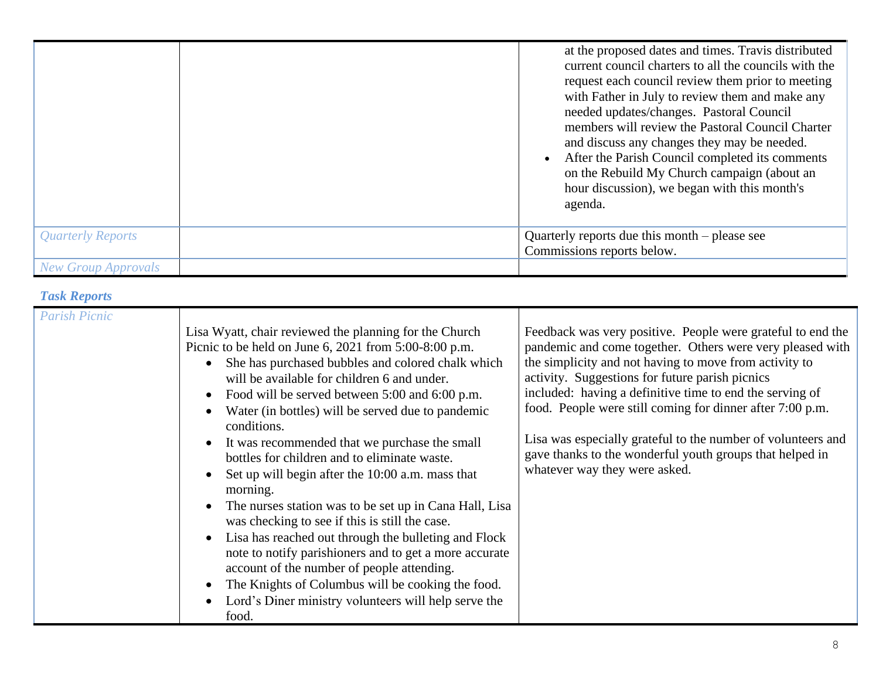| | | |
|---|---|---|
| | | at the proposed dates and times. Travis distributed current council charters to all the councils with the request each council review them prior to meeting with Father in July to review them and make any needed updates/changes. Pastoral Council members will review the Pastoral Council Charter and discuss any changes they may be needed.<br>• After the Parish Council completed its comments on the Rebuild My Church campaign (about an hour discussion), we began with this month's agenda. |
| *Quarterly Reports* | | Quarterly reports due this month – please see Commissions reports below. |
| *New Group Approvals* | | |

### *Task Reports*

| | | |
|---|---|---|
| *Parish Picnic* | Lisa Wyatt, chair reviewed the planning for the Church Picnic to be held on June 6, 2021 from 5:00-8:00 p.m.<br>• She has purchased bubbles and colored chalk which will be available for children 6 and under.<br>• Food will be served between 5:00 and 6:00 p.m.<br>• Water (in bottles) will be served due to pandemic conditions.<br>• It was recommended that we purchase the small bottles for children and to eliminate waste.<br>• Set up will begin after the 10:00 a.m. mass that morning.<br>• The nurses station was to be set up in Cana Hall, Lisa was checking to see if this is still the case.<br>• Lisa has reached out through the bulleting and Flock note to notify parishioners and to get a more accurate account of the number of people attending.<br>• The Knights of Columbus will be cooking the food.<br>• Lord's Diner ministry volunteers will help serve the food. | Feedback was very positive. People were grateful to end the pandemic and come together. Others were very pleased with the simplicity and not having to move from activity to activity. Suggestions for future parish picnics included: having a definitive time to end the serving of food. People were still coming for dinner after 7:00 p.m.<br><br>Lisa was especially grateful to the number of volunteers and gave thanks to the wonderful youth groups that helped in whatever way they were asked. |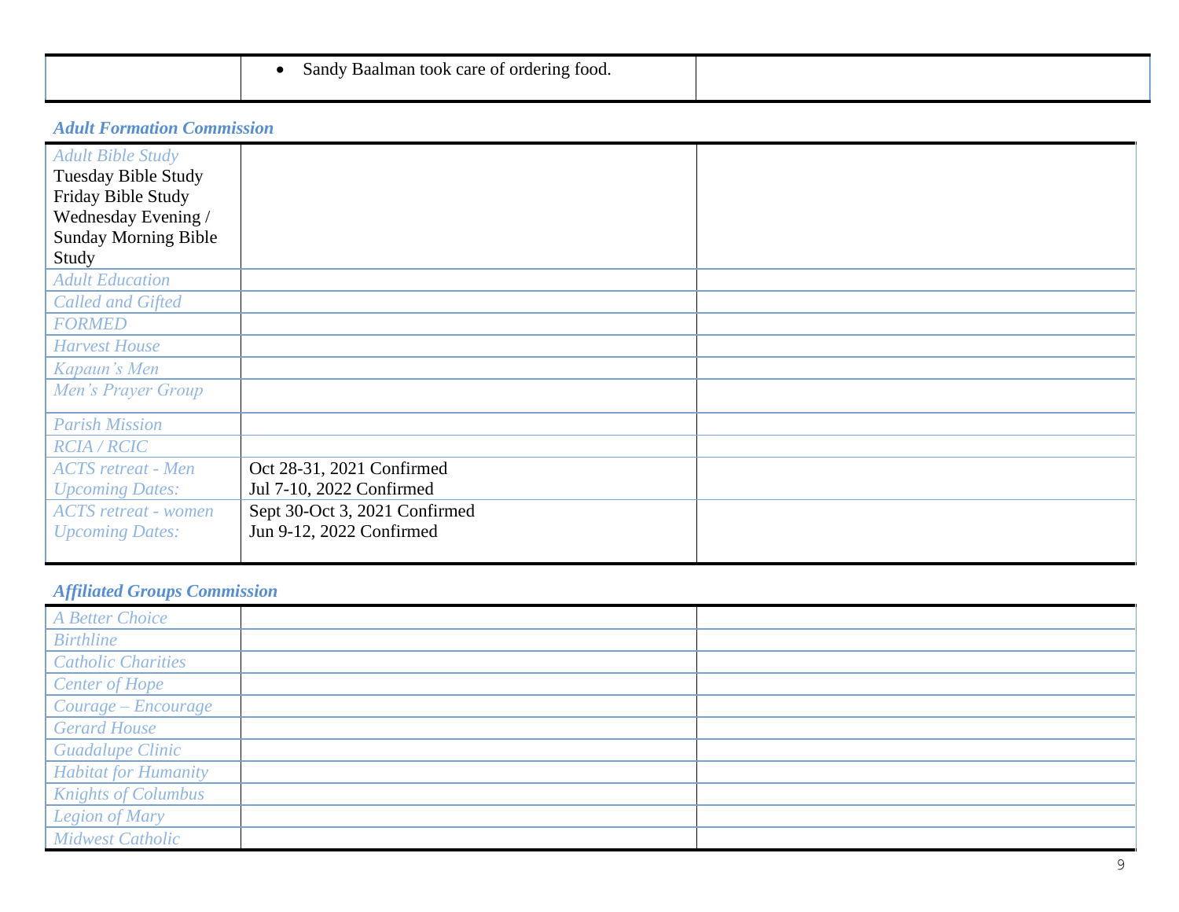| | | |
|---|---|---|
| | • Sandy Baalman took care of ordering food. | |

### *Adult Formation Commission*

| | | |
|---|---|---|
| *Adult Bible Study*<br>Tuesday Bible Study<br>Friday Bible Study<br>Wednesday Evening / Sunday Morning Bible Study | | |
| *Adult Education* | | |
| *Called and Gifted* | | |
| *FORMED* | | |
| *Harvest House* | | |
| *Kapaun's Men* | | |
| *Men's Prayer Group* | | |
| *Parish Mission* | | |
| *RCIA / RCIC* | | |
| *ACTS retreat - Men*<br>*Upcoming Dates:* | Oct 28-31, 2021 Confirmed<br>Jul 7-10, 2022 Confirmed | |
| *ACTS retreat - women*<br>*Upcoming Dates:* | Sept 30-Oct 3, 2021 Confirmed<br>Jun 9-12, 2022 Confirmed | |

### *Affiliated Groups Commission*

| | | |
|---|---|---|
| *A Better Choice* | | |
| *Birthline* | | |
| *Catholic Charities* | | |
| *Center of Hope* | | |
| *Courage – Encourage* | | |
| *Gerard House* | | |
| *Guadalupe Clinic* | | |
| *Habitat for Humanity* | | |
| *Knights of Columbus* | | |
| *Legion of Mary* | | |
| *Midwest Catholic* | | |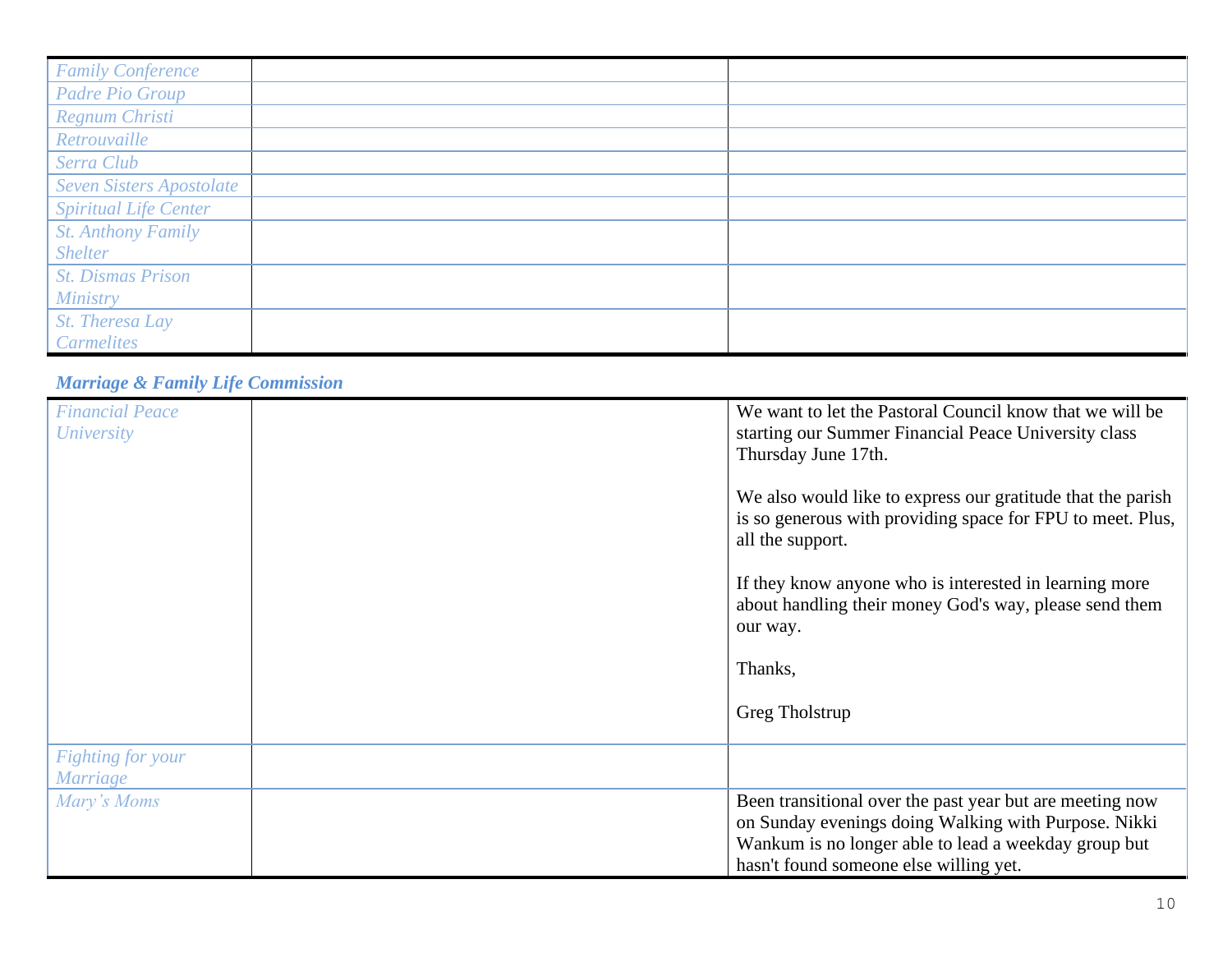| | | |
|---|---|---|
| *Family Conference* | | |
| *Padre Pio Group* | | |
| *Regnum Christi* | | |
| *Retrouvaille* | | |
| *Serra Club* | | |
| *Seven Sisters Apostolate* | | |
| *Spiritual Life Center* | | |
| *St. Anthony Family Shelter* | | |
| *St. Dismas Prison Ministry* | | |
| *St. Theresa Lay Carmelites* | | |

### *Marriage & Family Life Commission*

| | | |
|---|---|---|
| *Financial Peace University* | | We want to let the Pastoral Council know that we will be starting our Summer Financial Peace University class Thursday June 17th.<br><br>We also would like to express our gratitude that the parish is so generous with providing space for FPU to meet. Plus, all the support.<br><br>If they know anyone who is interested in learning more about handling their money God's way, please send them our way.<br><br>Thanks,<br><br>Greg Tholstrup |
| *Fighting for your Marriage* | | |
| *Mary's Moms* | | Been transitional over the past year but are meeting now on Sunday evenings doing Walking with Purpose. Nikki Wankum is no longer able to lead a weekday group but hasn't found someone else willing yet. |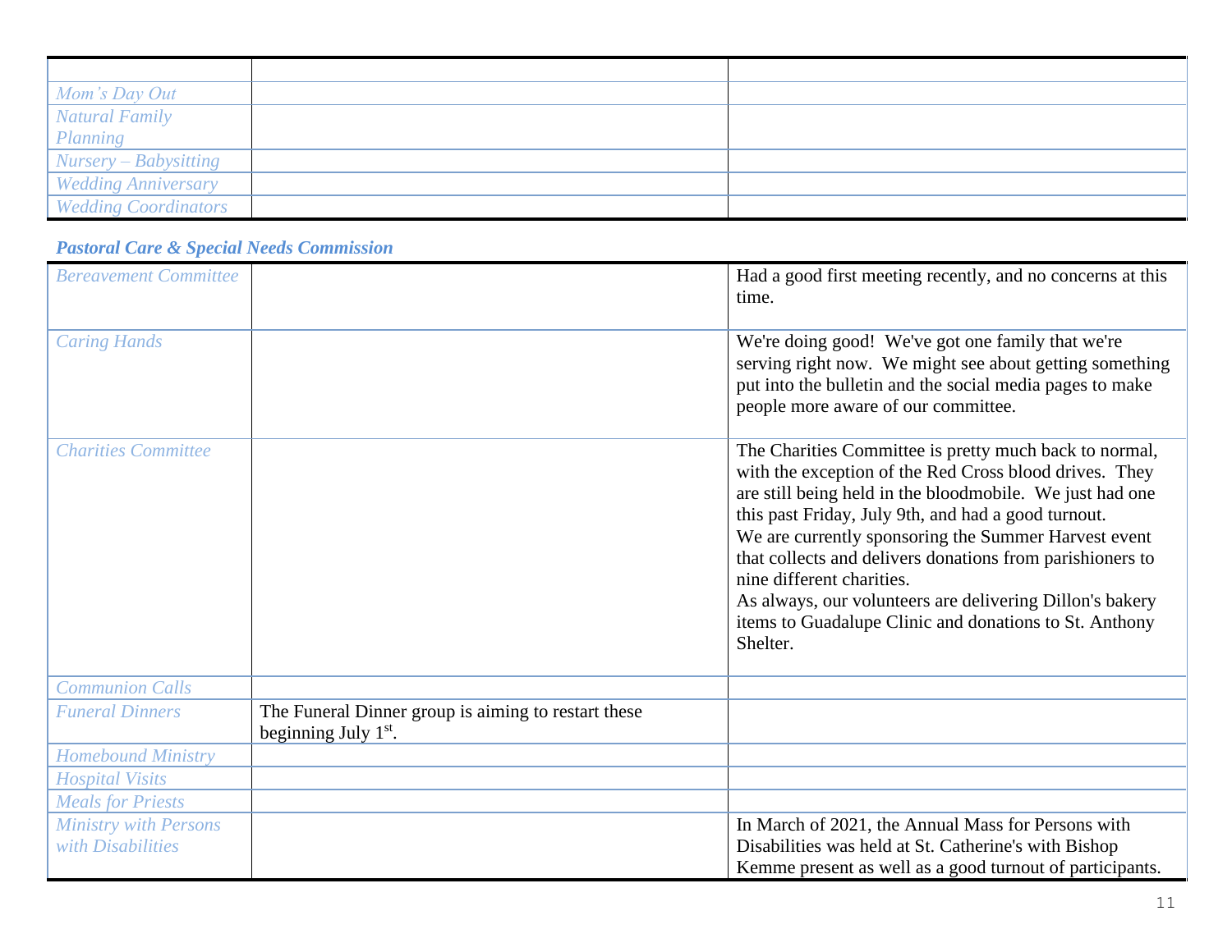| | | |
|---|---|---|
| *Mom's Day Out* | | |
| *Natural Family Planning* | | |
| *Nursery – Babysitting* | | |
| *Wedding Anniversary* | | |
| *Wedding Coordinators* | | |

***Pastoral Care & Special Needs Commission***

| | | |
|---|---|---|
| *Bereavement Committee* | | Had a good first meeting recently, and no concerns at this time. |
| *Caring Hands* | | We're doing good! We've got one family that we're serving right now. We might see about getting something put into the bulletin and the social media pages to make people more aware of our committee. |
| *Charities Committee* | | The Charities Committee is pretty much back to normal, with the exception of the Red Cross blood drives. They are still being held in the bloodmobile. We just had one this past Friday, July 9th, and had a good turnout. We are currently sponsoring the Summer Harvest event that collects and delivers donations from parishioners to nine different charities. As always, our volunteers are delivering Dillon's bakery items to Guadalupe Clinic and donations to St. Anthony Shelter. |
| *Communion Calls* | | |
| *Funeral Dinners* | The Funeral Dinner group is aiming to restart these beginning July 1st. | |
| *Homebound Ministry* | | |
| *Hospital Visits* | | |
| *Meals for Priests* | | |
| *Ministry with Persons with Disabilities* | | In March of 2021, the Annual Mass for Persons with Disabilities was held at St. Catherine's with Bishop Kemme present as well as a good turnout of participants. |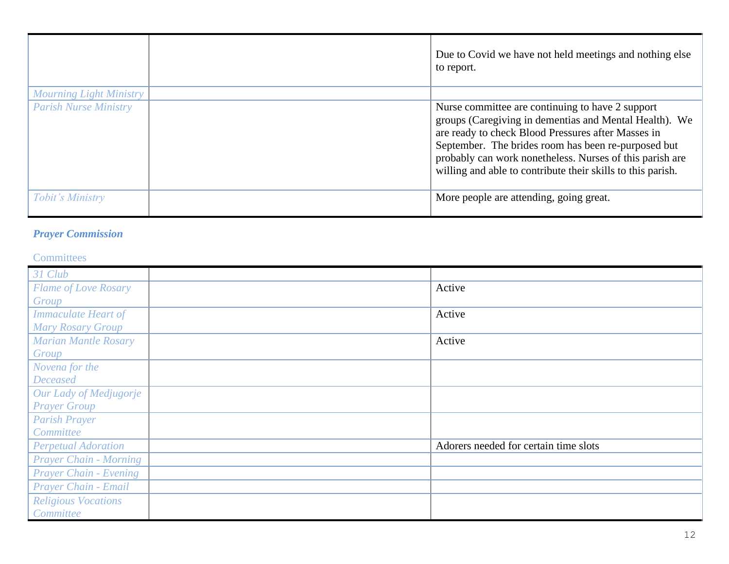| | | |
|---|---|---|
| | | Due to Covid we have not held meetings and nothing else to report. |
| *Mourning Light Ministry* | | |
| *Parish Nurse Ministry* | | Nurse committee are continuing to have 2 support groups (Caregiving in dementias and Mental Health). We are ready to check Blood Pressures after Masses in September. The brides room has been re-purposed but probably can work nonetheless. Nurses of this parish are willing and able to contribute their skills to this parish. |
| *Tobit's Ministry* | | More people are attending, going great. |

***Prayer Commission***

Committees

| | | |
|---|---|---|
| *31 Club* | | |
| *Flame of Love Rosary Group* | | Active |
| *Immaculate Heart of Mary Rosary Group* | | Active |
| *Marian Mantle Rosary Group* | | Active |
| *Novena for the Deceased* | | |
| *Our Lady of Medjugorje Prayer Group* | | |
| *Parish Prayer Committee* | | |
| *Perpetual Adoration* | | Adorers needed for certain time slots |
| *Prayer Chain - Morning* | | |
| *Prayer Chain - Evening* | | |
| *Prayer Chain - Email* | | |
| *Religious Vocations Committee* | | |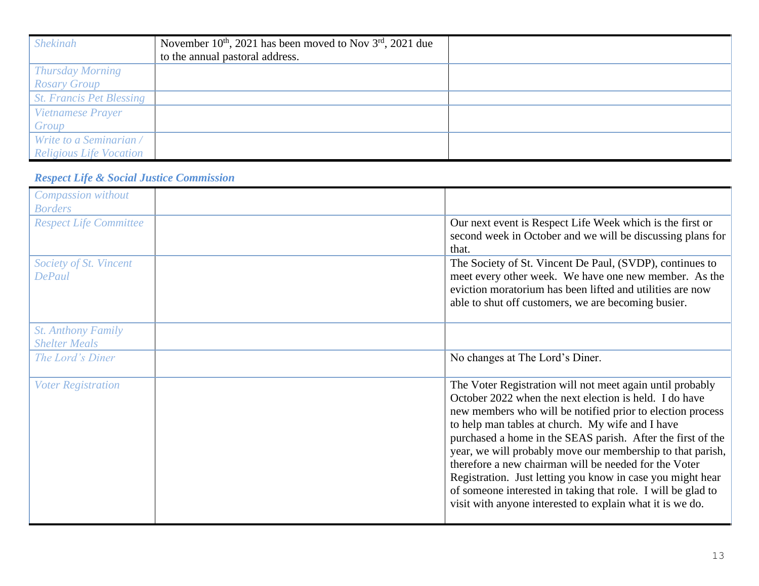| | | |
|---|---|---|
| *Shekinah* | November 10th, 2021 has been moved to Nov 3rd, 2021 due to the annual pastoral address. | |
| *Thursday Morning Rosary Group* | | |
| *St. Francis Pet Blessing* | | |
| *Vietnamese Prayer Group* | | |
| *Write to a Seminarian / Religious Life Vocation* | | |

### *Respect Life & Social Justice Commission*

| | | |
|---|---|---|
| *Compassion without Borders* | | |
| *Respect Life Committee* | | Our next event is Respect Life Week which is the first or second week in October and we will be discussing plans for that. |
| *Society of St. Vincent DePaul* | | The Society of St. Vincent De Paul, (SVDP), continues to meet every other week. We have one new member. As the eviction moratorium has been lifted and utilities are now able to shut off customers, we are becoming busier. |
| *St. Anthony Family Shelter Meals* | | |
| *The Lord's Diner* | | No changes at The Lord's Diner. |
| *Voter Registration* | | The Voter Registration will not meet again until probably October 2022 when the next election is held. I do have new members who will be notified prior to election process to help man tables at church. My wife and I have purchased a home in the SEAS parish. After the first of the year, we will probably move our membership to that parish, therefore a new chairman will be needed for the Voter Registration. Just letting you know in case you might hear of someone interested in taking that role. I will be glad to visit with anyone interested to explain what it is we do. |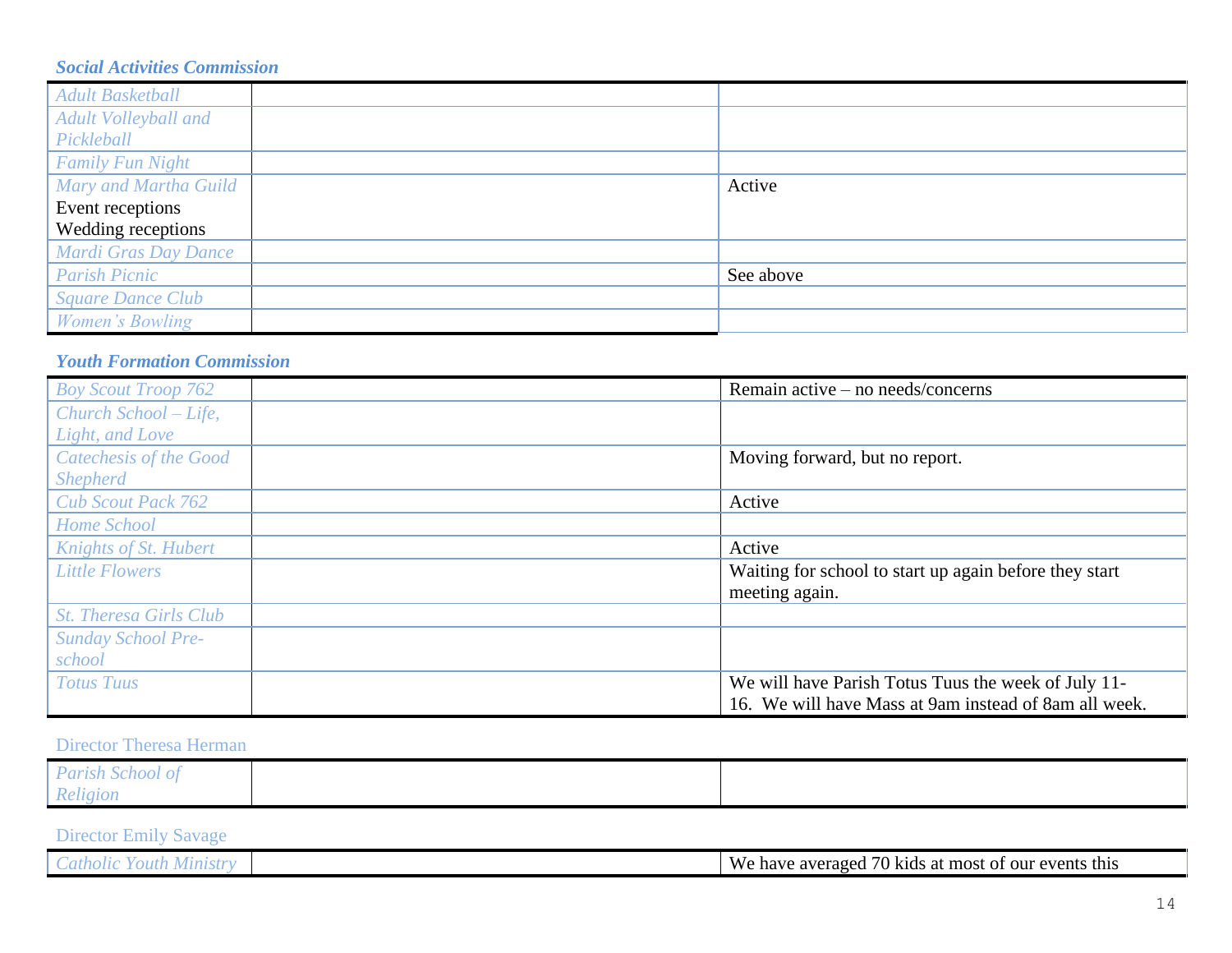### Social Activities Commission

| | | |
|---|---|---|
| Adult Basketball | | |
| Adult Volleyball and Pickleball | | |
| Family Fun Night | | |
| Mary and Martha Guild<br>Event receptions<br>Wedding receptions | | Active |
| Mardi Gras Day Dance | | |
| Parish Picnic | | See above |
| Square Dance Club | | |
| Women's Bowling | | |

### Youth Formation Commission

| | | |
|---|---|---|
| Boy Scout Troop 762 | | Remain active – no needs/concerns |
| Church School – Life, Light, and Love | | |
| Catechesis of the Good Shepherd | | Moving forward, but no report. |
| Cub Scout Pack 762 | | Active |
| Home School | | |
| Knights of St. Hubert | | Active |
| Little Flowers | | Waiting for school to start up again before they start meeting again. |
| St. Theresa Girls Club | | |
| Sunday School Pre-school | | |
| Totus Tuus | | We will have Parish Totus Tuus the week of July 11-16. We will have Mass at 9am instead of 8am all week. |

Director Theresa Herman

| | | |
|---|---|---|
| Parish School of Religion | | |

Director Emily Savage

| | | |
|---|---|---|
| Catholic Youth Ministry | | We have averaged 70 kids at most of our events this |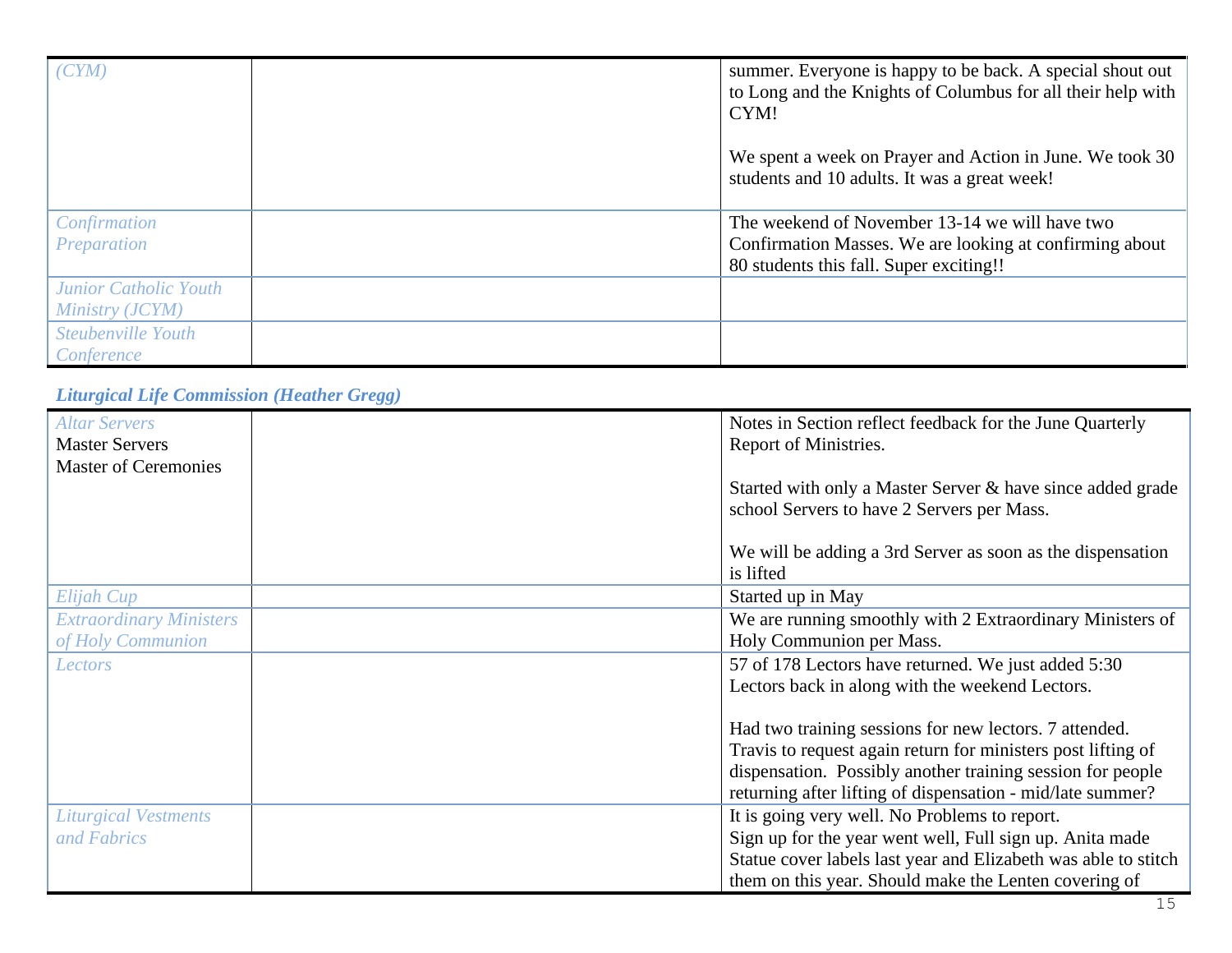| (CYM) | | summer. Everyone is happy to be back. A special shout out to Long and the Knights of Columbus for all their help with CYM!<br><br>We spent a week on Prayer and Action in June. We took 30 students and 10 adults. It was a great week! |
|---|---|---|
| Confirmation Preparation | | The weekend of November 13-14 we will have two Confirmation Masses. We are looking at confirming about 80 students this fall. Super exciting!! |
| Junior Catholic Youth Ministry (JCYM) | | |
| Steubenville Youth Conference | | |

### *Liturgical Life Commission (Heather Gregg)*

| Altar Servers<br>Master Servers<br>Master of Ceremonies | | Notes in Section reflect feedback for the June Quarterly Report of Ministries.<br><br>Started with only a Master Server & have since added grade school Servers to have 2 Servers per Mass.<br><br>We will be adding a 3rd Server as soon as the dispensation is lifted |
|---|---|---|
| Elijah Cup | | Started up in May |
| Extraordinary Ministers of Holy Communion | | We are running smoothly with 2 Extraordinary Ministers of Holy Communion per Mass. |
| Lectors | | 57 of 178 Lectors have returned. We just added 5:30 Lectors back in along with the weekend Lectors.<br><br>Had two training sessions for new lectors. 7 attended. Travis to request again return for ministers post lifting of dispensation. Possibly another training session for people returning after lifting of dispensation - mid/late summer? |
| Liturgical Vestments and Fabrics | | It is going very well. No Problems to report.<br>Sign up for the year went well, Full sign up. Anita made Statue cover labels last year and Elizabeth was able to stitch them on this year. Should make the Lenten covering of |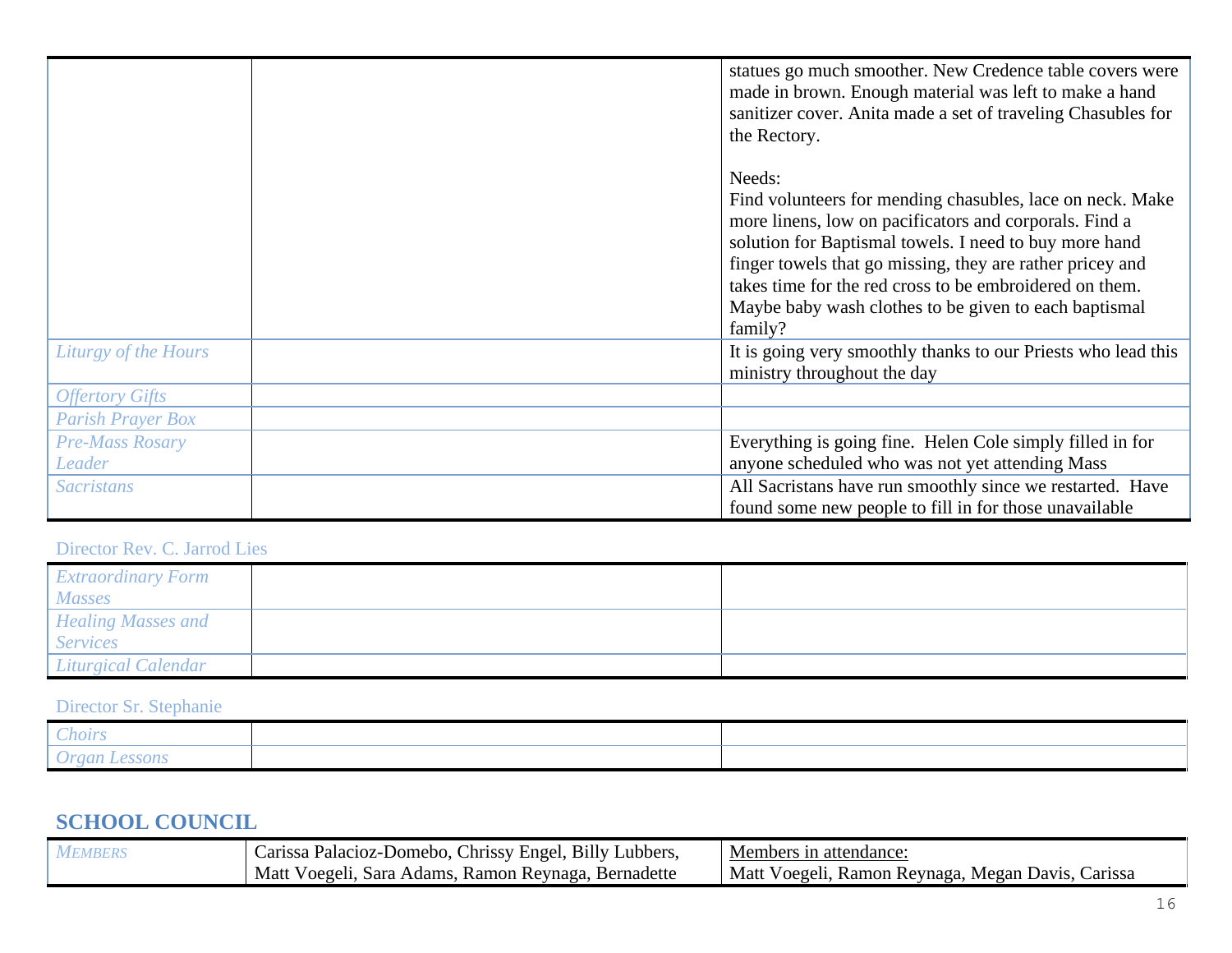| | | |
|---|---|---|
| | | statues go much smoother. New Credence table covers were made in brown. Enough material was left to make a hand sanitizer cover. Anita made a set of traveling Chasubles for the Rectory.<br><br>Needs:<br>Find volunteers for mending chasubles, lace on neck. Make more linens, low on pacificators and corporals. Find a solution for Baptismal towels. I need to buy more hand finger towels that go missing, they are rather pricey and takes time for the red cross to be embroidered on them. Maybe baby wash clothes to be given to each baptismal family? |
| *Liturgy of the Hours* | | It is going very smoothly thanks to our Priests who lead this ministry throughout the day |
| *Offertory Gifts* | | |
| *Parish Prayer Box* | | |
| *Pre-Mass Rosary Leader* | | Everything is going fine. Helen Cole simply filled in for anyone scheduled who was not yet attending Mass |
| *Sacristans* | | All Sacristans have run smoothly since we restarted. Have found some new people to fill in for those unavailable |

Director Rev. C. Jarrod Lies

| | | |
|---|---|---|
| *Extraordinary Form Masses* | | |
| *Healing Masses and Services* | | |
| *Liturgical Calendar* | | |

Director Sr. Stephanie

| | | |
|---|---|---|
| *Choirs* | | |
| *Organ Lessons* | | |

## SCHOOL COUNCIL

| | | |
|---|---|---|
| *MEMBERS* | Carissa Palacioz-Domebo, Chrissy Engel, Billy Lubbers, Matt Voegeli, Sara Adams, Ramon Reynaga, Bernadette | Members in attendance:<br>Matt Voegeli, Ramon Reynaga, Megan Davis, Carissa |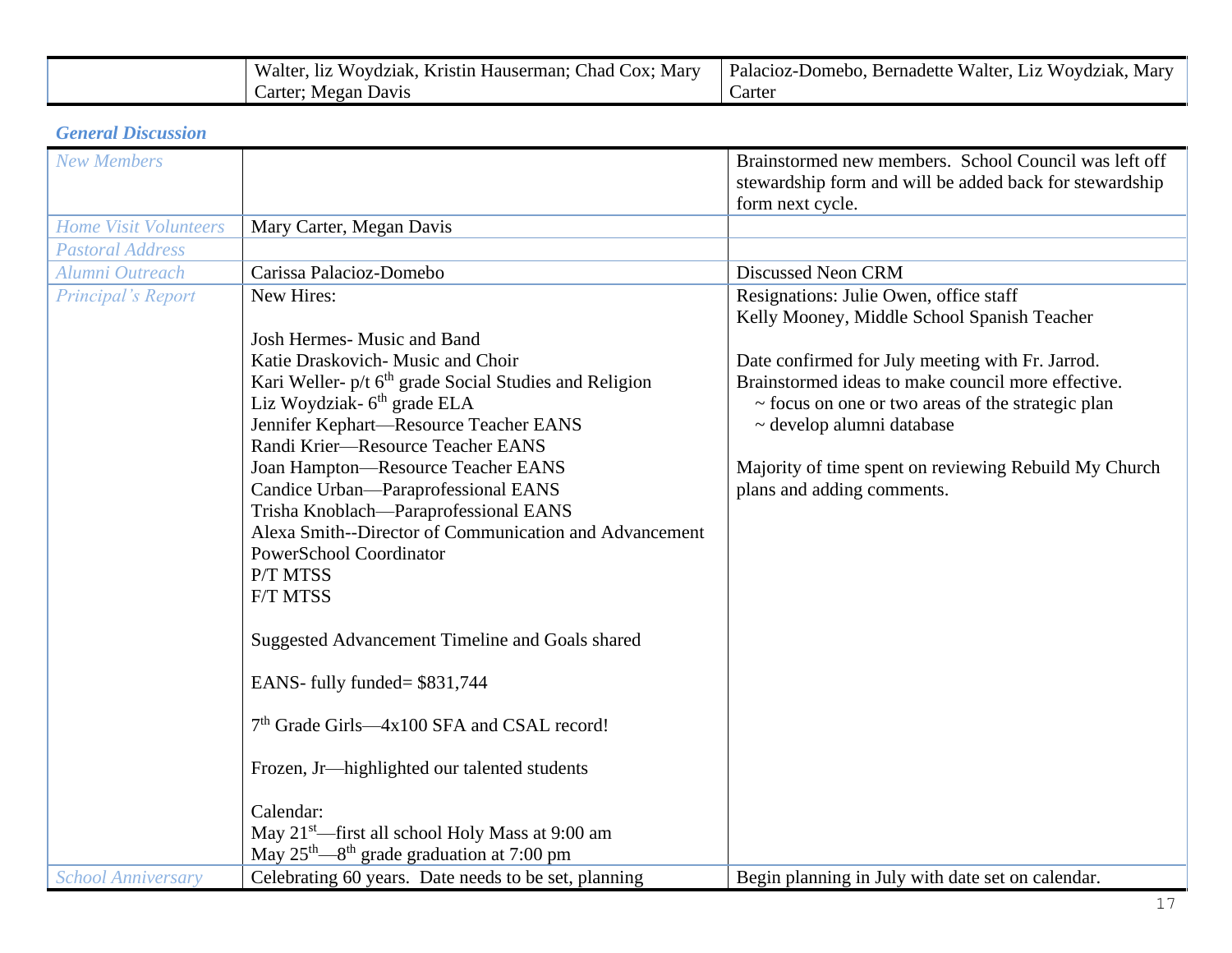| | Walter, liz Woydziak, Kristin Hauserman; Chad Cox; Mary Carter; Megan Davis | Palacioz-Domebo, Bernadette Walter, Liz Woydziak, Mary Carter |
|---|---|---|

### *General Discussion*

| | | |
|---|---|---|
| *New Members* | | Brainstormed new members. School Council was left off stewardship form and will be added back for stewardship form next cycle. |
| *Home Visit Volunteers* | Mary Carter, Megan Davis | |
| *Pastoral Address* | | |
| *Alumni Outreach* | Carissa Palacioz-Domebo | Discussed Neon CRM |
| *Principal's Report* | New Hires:<br><br>Josh Hermes- Music and Band<br>Katie Draskovich- Music and Choir<br>Kari Weller- p/t 6th grade Social Studies and Religion<br>Liz Woydziak- 6th grade ELA<br>Jennifer Kephart—Resource Teacher EANS<br>Randi Krier—Resource Teacher EANS<br>Joan Hampton—Resource Teacher EANS<br>Candice Urban—Paraprofessional EANS<br>Trisha Knoblach—Paraprofessional EANS<br>Alexa Smith--Director of Communication and Advancement<br>PowerSchool Coordinator<br>P/T MTSS<br>F/T MTSS<br><br>Suggested Advancement Timeline and Goals shared<br><br>EANS- fully funded= $831,744<br><br>7th Grade Girls—4x100 SFA and CSAL record!<br><br>Frozen, Jr—highlighted our talented students<br><br>Calendar:<br>May 21st—first all school Holy Mass at 9:00 am<br>May 25th—8th grade graduation at 7:00 pm | Resignations: Julie Owen, office staff<br>Kelly Mooney, Middle School Spanish Teacher<br><br>Date confirmed for July meeting with Fr. Jarrod.<br>Brainstormed ideas to make council more effective.<br>~ focus on one or two areas of the strategic plan<br>~ develop alumni database<br><br>Majority of time spent on reviewing Rebuild My Church plans and adding comments. |
| *School Anniversary* | Celebrating 60 years. Date needs to be set, planning | Begin planning in July with date set on calendar. |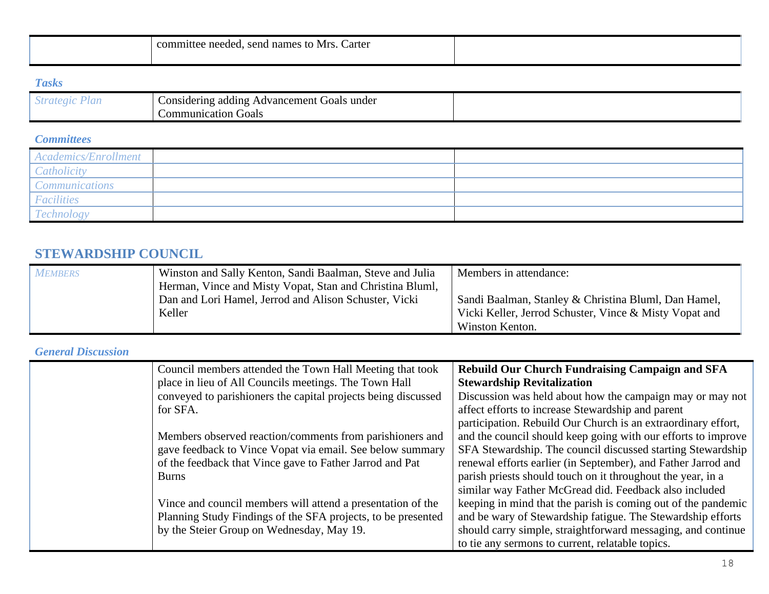| | committee needed, send names to Mrs. Carter | |
|---|---|---|

*Tasks*

| *Strategic Plan* | Considering adding Advancement Goals under Communication Goals | |
|---|---|---|

*Committees*

| | | |
|---|---|---|
| *Academics/Enrollment* | | |
| *Catholicity* | | |
| *Communications* | | |
| *Facilities* | | |
| *Technology* | | |

## STEWARDSHIP COUNCIL

| *MEMBERS* | Winston and Sally Kenton, Sandi Baalman, Steve and Julia Herman, Vince and Misty Vopat, Stan and Christina Bluml, Dan and Lori Hamel, Jerrod and Alison Schuster, Vicki Keller | Members in attendance:<br><br>Sandi Baalman, Stanley & Christina Bluml, Dan Hamel, Vicki Keller, Jerrod Schuster, Vince & Misty Vopat and Winston Kenton. |
|---|---|---|

*General Discussion*

| | | |
|---|---|---|
| | Council members attended the Town Hall Meeting that took place in lieu of All Councils meetings. The Town Hall conveyed to parishioners the capital projects being discussed for SFA.<br><br>Members observed reaction/comments from parishioners and gave feedback to Vince Vopat via email. See below summary of the feedback that Vince gave to Father Jarrod and Pat Burns<br><br>Vince and council members will attend a presentation of the Planning Study Findings of the SFA projects, to be presented by the Steier Group on Wednesday, May 19. | **Rebuild Our Church Fundraising Campaign and SFA Stewardship Revitalization**<br>Discussion was held about how the campaign may or may not affect efforts to increase Stewardship and parent participation. Rebuild Our Church is an extraordinary effort, and the council should keep going with our efforts to improve SFA Stewardship. The council discussed starting Stewardship renewal efforts earlier (in September), and Father Jarrod and parish priests should touch on it throughout the year, in a similar way Father McGread did. Feedback also included keeping in mind that the parish is coming out of the pandemic and be wary of Stewardship fatigue. The Stewardship efforts should carry simple, straightforward messaging, and continue to tie any sermons to current, relatable topics. |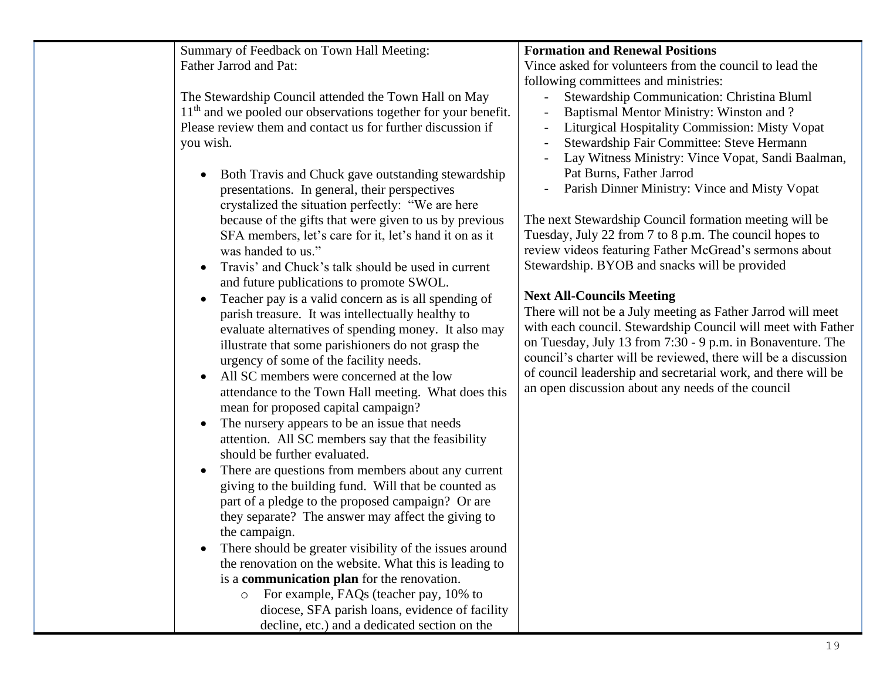Summary of Feedback on Town Hall Meeting:
Father Jarrod and Pat:

The Stewardship Council attended the Town Hall on May 11th and we pooled our observations together for your benefit. Please review them and contact us for further discussion if you wish.

- Both Travis and Chuck gave outstanding stewardship presentations. In general, their perspectives crystalized the situation perfectly: "We are here because of the gifts that were given to us by previous SFA members, let's care for it, let's hand it on as it was handed to us."
- Travis' and Chuck's talk should be used in current and future publications to promote SWOL.
- Teacher pay is a valid concern as is all spending of parish treasure. It was intellectually healthy to evaluate alternatives of spending money. It also may illustrate that some parishioners do not grasp the urgency of some of the facility needs.
- All SC members were concerned at the low attendance to the Town Hall meeting. What does this mean for proposed capital campaign?
- The nursery appears to be an issue that needs attention. All SC members say that the feasibility should be further evaluated.
- There are questions from members about any current giving to the building fund. Will that be counted as part of a pledge to the proposed campaign? Or are they separate? The answer may affect the giving to the campaign.
- There should be greater visibility of the issues around the renovation on the website. What this is leading to is a **communication plan** for the renovation.
    - For example, FAQs (teacher pay, 10% to diocese, SFA parish loans, evidence of facility decline, etc.) and a dedicated section on the

**Formation and Renewal Positions**
Vince asked for volunteers from the council to lead the following committees and ministries:

- Stewardship Communication: Christina Bluml
- Baptismal Mentor Ministry: Winston and ?
- Liturgical Hospitality Commission: Misty Vopat
- Stewardship Fair Committee: Steve Hermann
- Lay Witness Ministry: Vince Vopat, Sandi Baalman, Pat Burns, Father Jarrod
- Parish Dinner Ministry: Vince and Misty Vopat

The next Stewardship Council formation meeting will be Tuesday, July 22 from 7 to 8 p.m. The council hopes to review videos featuring Father McGread's sermons about Stewardship. BYOB and snacks will be provided

**Next All-Councils Meeting**
There will not be a July meeting as Father Jarrod will meet with each council. Stewardship Council will meet with Father on Tuesday, July 13 from 7:30 - 9 p.m. in Bonaventure. The council's charter will be reviewed, there will be a discussion of council leadership and secretarial work, and there will be an open discussion about any needs of the council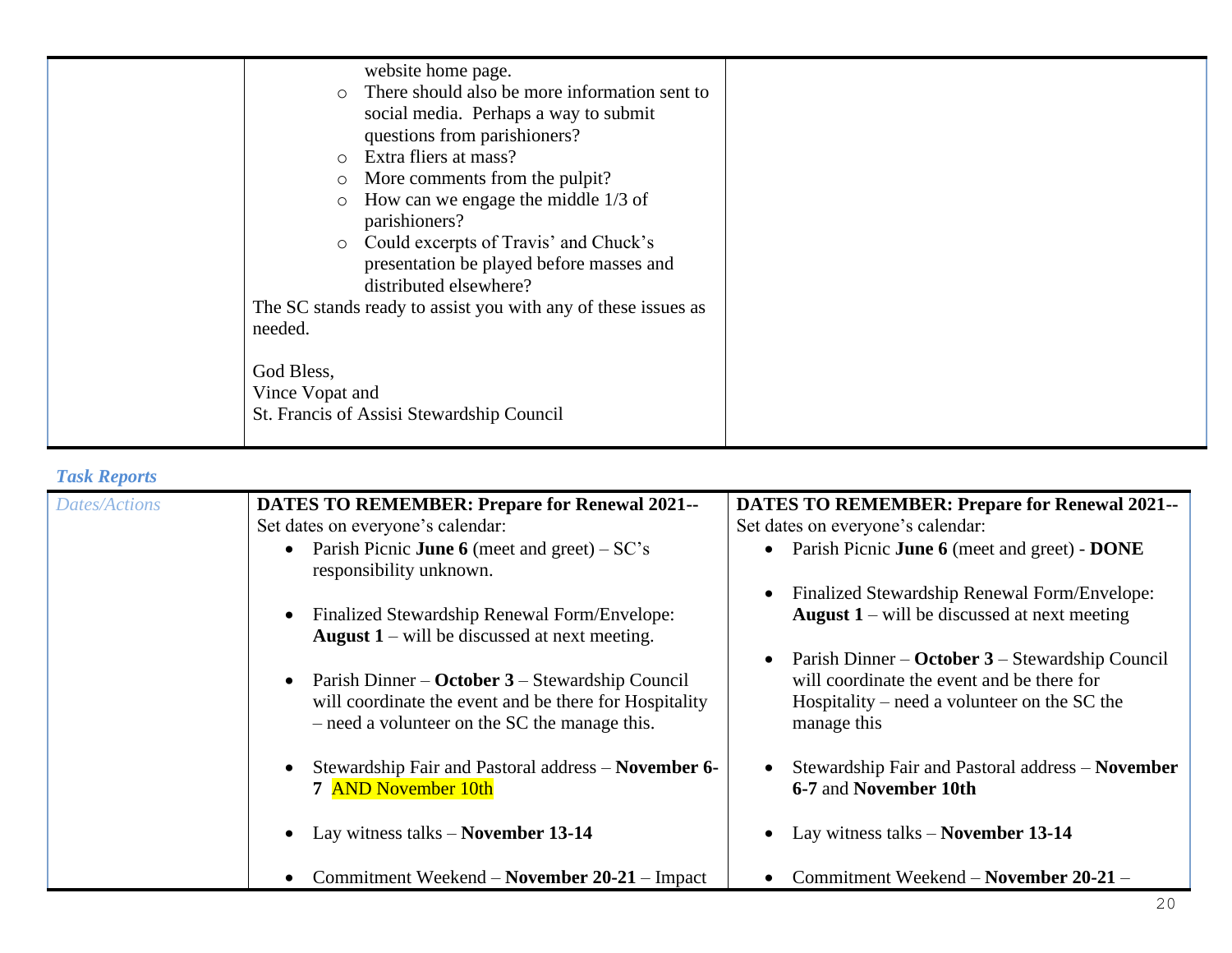| | website home page.<br>◦ There should also be more information sent to social media. Perhaps a way to submit questions from parishioners?<br>◦ Extra fliers at mass?<br>◦ More comments from the pulpit?<br>◦ How can we engage the middle 1/3 of parishioners?<br>◦ Could excerpts of Travis' and Chuck's presentation be played before masses and distributed elsewhere?<br>The SC stands ready to assist you with any of these issues as needed.<br><br>God Bless,<br>Vince Vopat and<br>St. Francis of Assisi Stewardship Council | |
|---|---|---|

*Task Reports*

| *Dates/Actions* | **DATES TO REMEMBER: Prepare for Renewal 2021--** Set dates on everyone's calendar:<br>• Parish Picnic **June 6** (meet and greet) – SC's responsibility unknown.<br><br>• Finalized Stewardship Renewal Form/Envelope: **August 1** – will be discussed at next meeting.<br><br>• Parish Dinner – **October 3** – Stewardship Council will coordinate the event and be there for Hospitality – need a volunteer on the SC the manage this.<br><br>• Stewardship Fair and Pastoral address – **November 6-7** AND November 10th<br><br>• Lay witness talks – **November 13-14**<br><br>• Commitment Weekend – **November 20-21** – Impact | **DATES TO REMEMBER: Prepare for Renewal 2021--** Set dates on everyone's calendar:<br>• Parish Picnic **June 6** (meet and greet) - **DONE**<br><br>• Finalized Stewardship Renewal Form/Envelope: **August 1** – will be discussed at next meeting<br><br>• Parish Dinner – **October 3** – Stewardship Council will coordinate the event and be there for Hospitality – need a volunteer on the SC the manage this<br><br>• Stewardship Fair and Pastoral address – **November 6-7** and **November 10th**<br><br>• Lay witness talks – **November 13-14**<br><br>• Commitment Weekend – **November 20-21** – |
|---|---|---|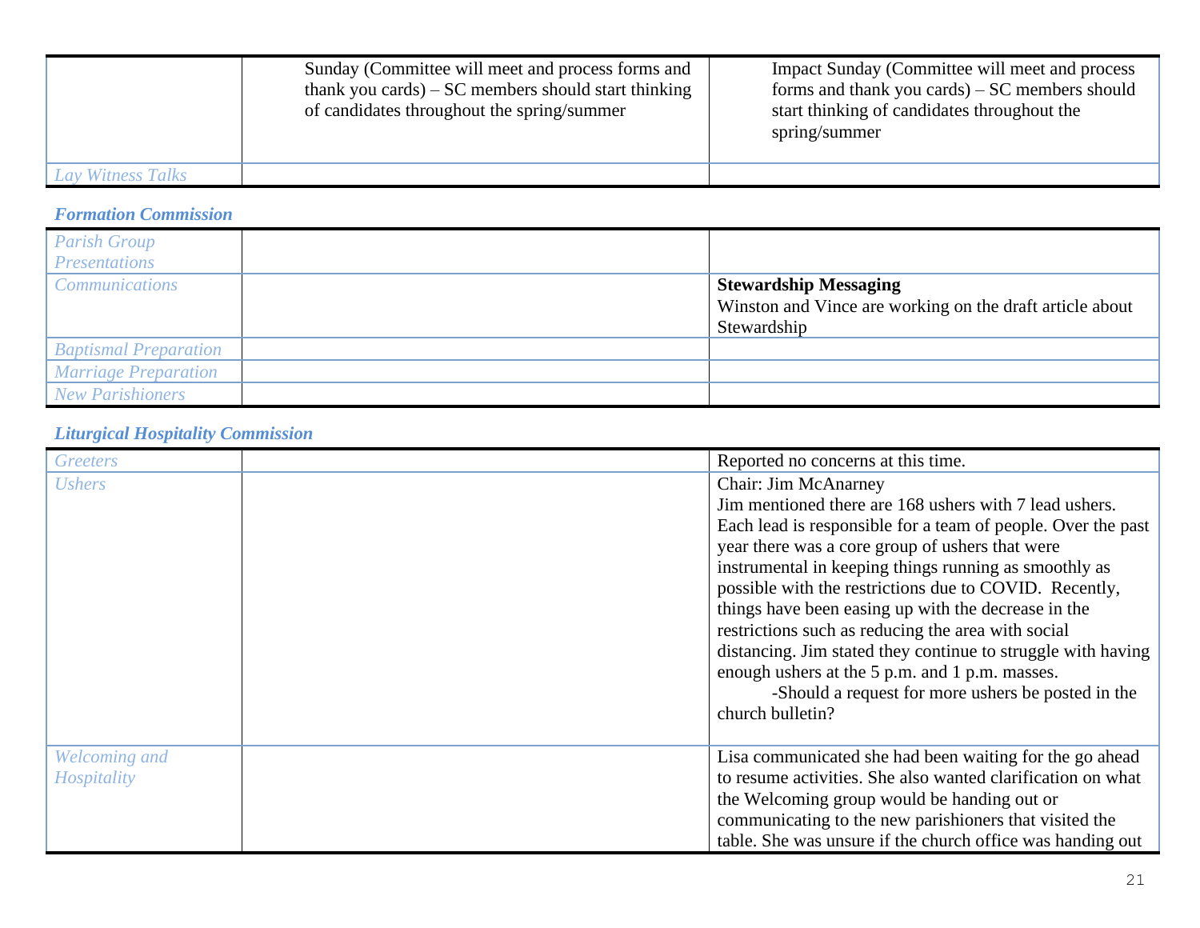| | | |
|---|---|---|
| | Sunday (Committee will meet and process forms and thank you cards) – SC members should start thinking of candidates throughout the spring/summer | Impact Sunday (Committee will meet and process forms and thank you cards) – SC members should start thinking of candidates throughout the spring/summer |
| *Lay Witness Talks* | | |

### *Formation Commission*

| | | |
|---|---|---|
| *Parish Group Presentations* | | |
| *Communications* | | **Stewardship Messaging**<br>Winston and Vince are working on the draft article about Stewardship |
| *Baptismal Preparation* | | |
| *Marriage Preparation* | | |
| *New Parishioners* | | |

### *Liturgical Hospitality Commission*

| | | |
|---|---|---|
| *Greeters* | | Reported no concerns at this time. |
| *Ushers* | | Chair: Jim McAnarney<br>Jim mentioned there are 168 ushers with 7 lead ushers. Each lead is responsible for a team of people. Over the past year there was a core group of ushers that were instrumental in keeping things running as smoothly as possible with the restrictions due to COVID. Recently, things have been easing up with the decrease in the restrictions such as reducing the area with social distancing. Jim stated they continue to struggle with having enough ushers at the 5 p.m. and 1 p.m. masses.<br>-Should a request for more ushers be posted in the church bulletin? |
| *Welcoming and Hospitality* | | Lisa communicated she had been waiting for the go ahead to resume activities. She also wanted clarification on what the Welcoming group would be handing out or communicating to the new parishioners that visited the table. She was unsure if the church office was handing out |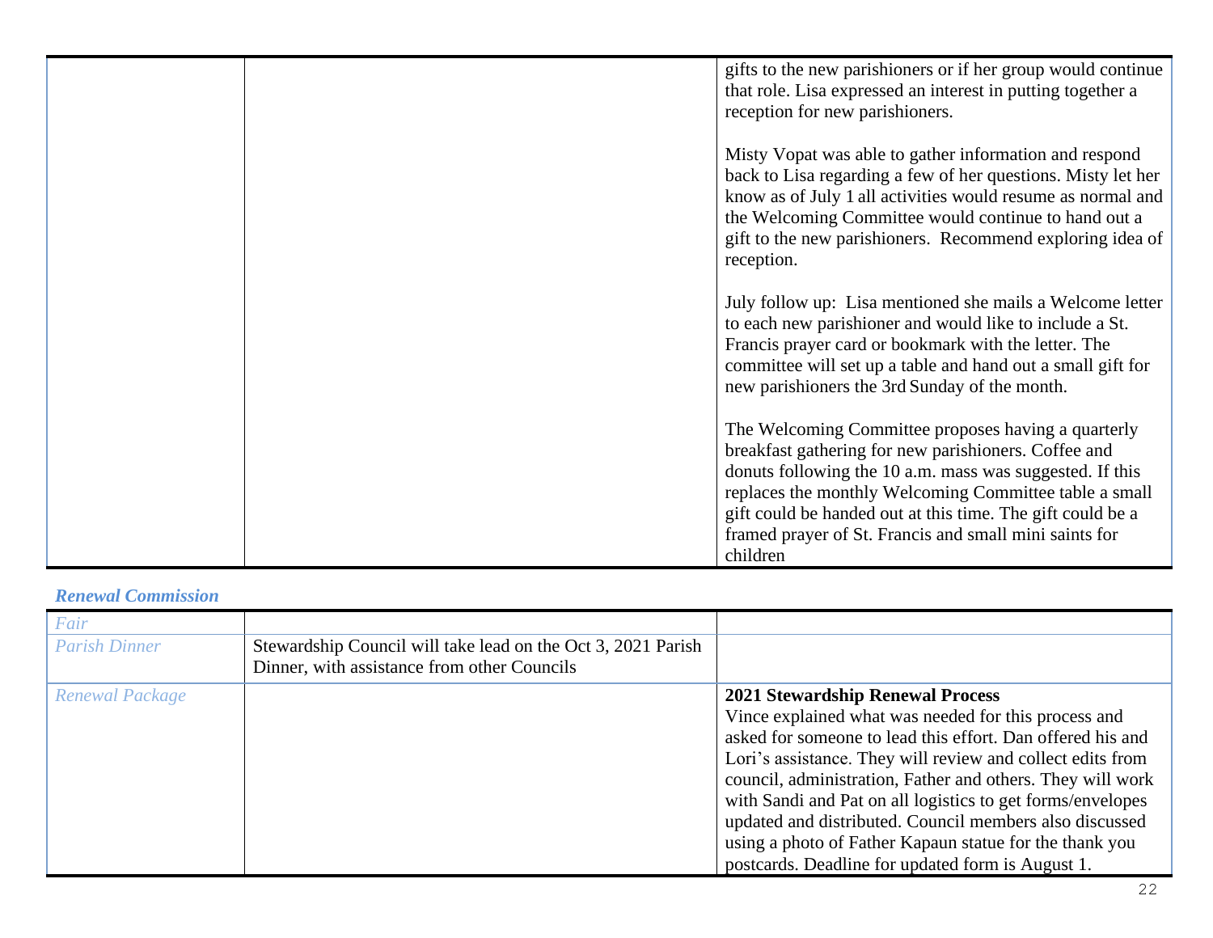| | | |
|---|---|---|
| | | gifts to the new parishioners or if her group would continue that role. Lisa expressed an interest in putting together a reception for new parishioners.<br><br>Misty Vopat was able to gather information and respond back to Lisa regarding a few of her questions. Misty let her know as of July 1 all activities would resume as normal and the Welcoming Committee would continue to hand out a gift to the new parishioners. Recommend exploring idea of reception.<br><br>July follow up: Lisa mentioned she mails a Welcome letter to each new parishioner and would like to include a St. Francis prayer card or bookmark with the letter. The committee will set up a table and hand out a small gift for new parishioners the 3rd Sunday of the month.<br><br>The Welcoming Committee proposes having a quarterly breakfast gathering for new parishioners. Coffee and donuts following the 10 a.m. mass was suggested. If this replaces the monthly Welcoming Committee table a small gift could be handed out at this time. The gift could be a framed prayer of St. Francis and small mini saints for children |

### *Renewal Commission*

| | | |
|---|---|---|
| *Fair* | | |
| *Parish Dinner* | Stewardship Council will take lead on the Oct 3, 2021 Parish Dinner, with assistance from other Councils | |
| *Renewal Package* | | **2021 Stewardship Renewal Process**<br>Vince explained what was needed for this process and asked for someone to lead this effort. Dan offered his and Lori's assistance. They will review and collect edits from council, administration, Father and others. They will work with Sandi and Pat on all logistics to get forms/envelopes updated and distributed. Council members also discussed using a photo of Father Kapaun statue for the thank you postcards. Deadline for updated form is August 1. |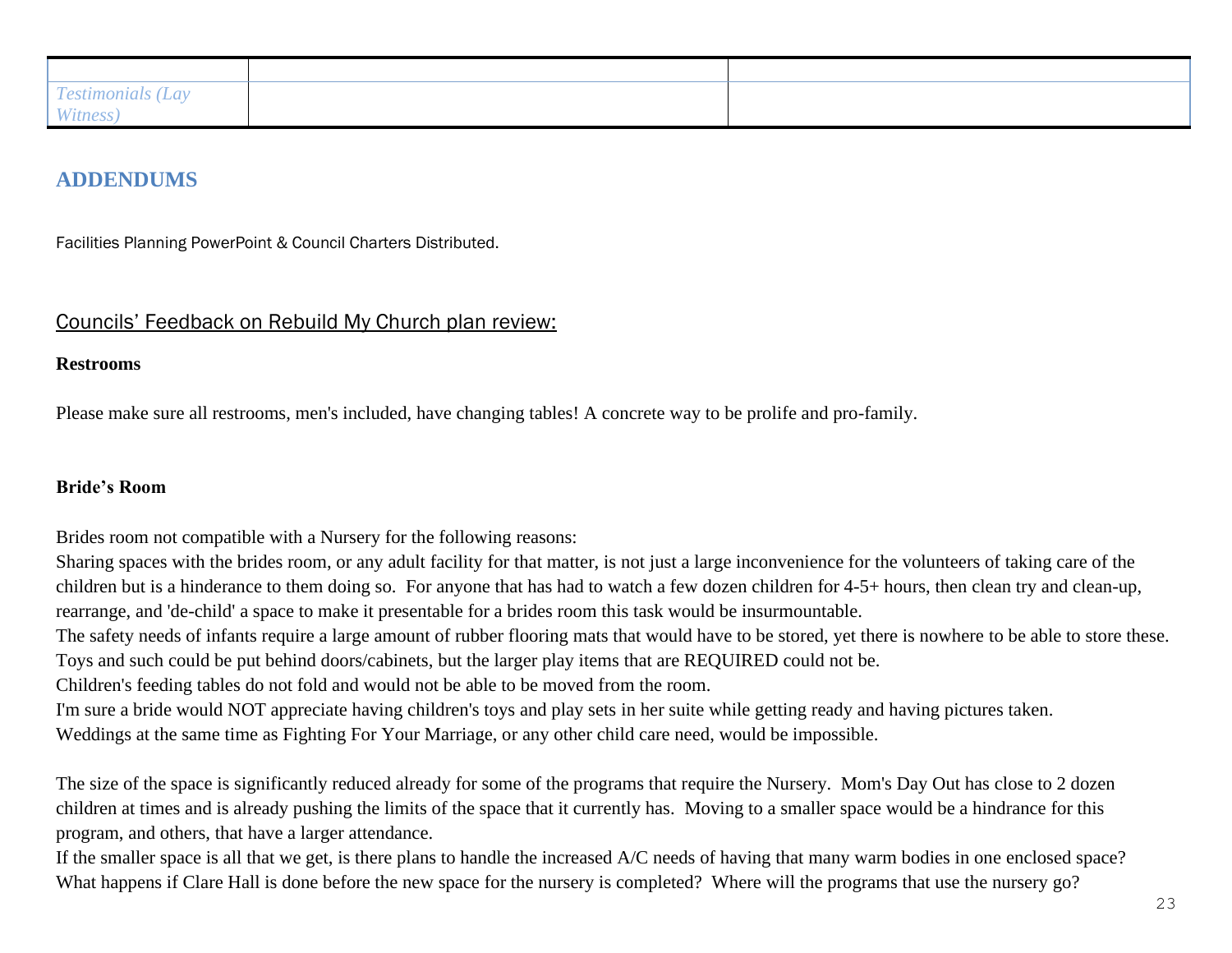| | | |
|---|---|---|
| *Testimonials (Lay Witness)* | | |

## ADDENDUMS

Facilities Planning PowerPoint & Council Charters Distributed.

Councils' Feedback on Rebuild My Church plan review:

**Restrooms**

Please make sure all restrooms, men's included, have changing tables! A concrete way to be prolife and pro-family.

**Bride's Room**

Brides room not compatible with a Nursery for the following reasons:
Sharing spaces with the brides room, or any adult facility for that matter, is not just a large inconvenience for the volunteers of taking care of the children but is a hinderance to them doing so. For anyone that has had to watch a few dozen children for 4-5+ hours, then clean try and clean-up, rearrange, and 'de-child' a space to make it presentable for a brides room this task would be insurmountable.
The safety needs of infants require a large amount of rubber flooring mats that would have to be stored, yet there is nowhere to be able to store these.
Toys and such could be put behind doors/cabinets, but the larger play items that are REQUIRED could not be.
Children's feeding tables do not fold and would not be able to be moved from the room.
I'm sure a bride would NOT appreciate having children's toys and play sets in her suite while getting ready and having pictures taken.
Weddings at the same time as Fighting For Your Marriage, or any other child care need, would be impossible.

The size of the space is significantly reduced already for some of the programs that require the Nursery. Mom's Day Out has close to 2 dozen children at times and is already pushing the limits of the space that it currently has. Moving to a smaller space would be a hindrance for this program, and others, that have a larger attendance.
If the smaller space is all that we get, is there plans to handle the increased A/C needs of having that many warm bodies in one enclosed space?
What happens if Clare Hall is done before the new space for the nursery is completed? Where will the programs that use the nursery go?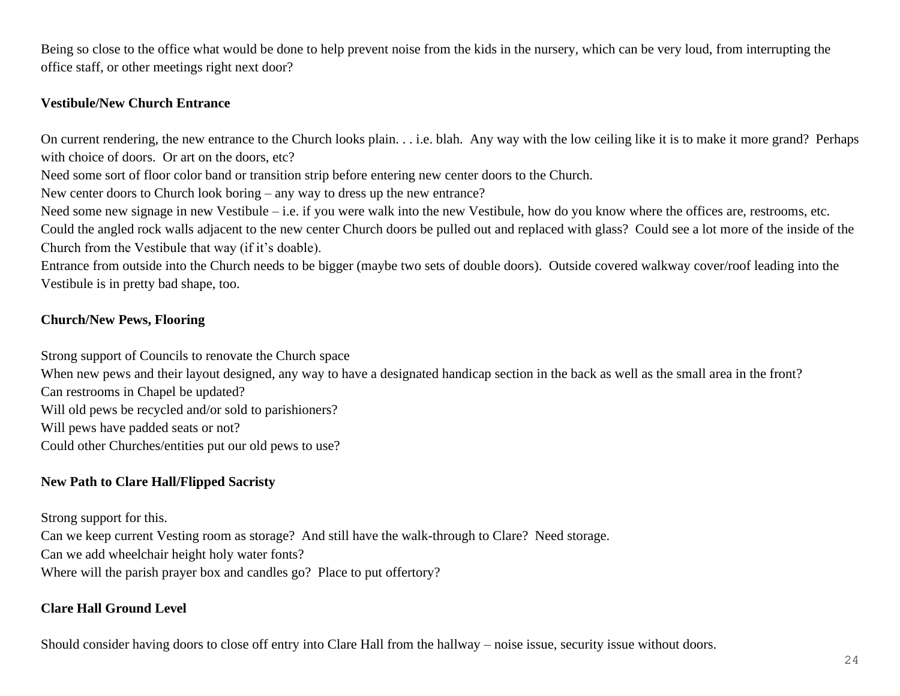Being so close to the office what would be done to help prevent noise from the kids in the nursery, which can be very loud, from interrupting the office staff, or other meetings right next door?

**Vestibule/New Church Entrance**

On current rendering, the new entrance to the Church looks plain. . . i.e. blah. Any way with the low ceiling like it is to make it more grand? Perhaps with choice of doors. Or art on the doors, etc?
Need some sort of floor color band or transition strip before entering new center doors to the Church.
New center doors to Church look boring – any way to dress up the new entrance?
Need some new signage in new Vestibule – i.e. if you were walk into the new Vestibule, how do you know where the offices are, restrooms, etc.
Could the angled rock walls adjacent to the new center Church doors be pulled out and replaced with glass? Could see a lot more of the inside of the Church from the Vestibule that way (if it's doable).
Entrance from outside into the Church needs to be bigger (maybe two sets of double doors). Outside covered walkway cover/roof leading into the Vestibule is in pretty bad shape, too.

**Church/New Pews, Flooring**

Strong support of Councils to renovate the Church space
When new pews and their layout designed, any way to have a designated handicap section in the back as well as the small area in the front?
Can restrooms in Chapel be updated?
Will old pews be recycled and/or sold to parishioners?
Will pews have padded seats or not?
Could other Churches/entities put our old pews to use?

**New Path to Clare Hall/Flipped Sacristy**

Strong support for this.
Can we keep current Vesting room as storage? And still have the walk-through to Clare? Need storage.
Can we add wheelchair height holy water fonts?
Where will the parish prayer box and candles go? Place to put offertory?

**Clare Hall Ground Level**

Should consider having doors to close off entry into Clare Hall from the hallway – noise issue, security issue without doors.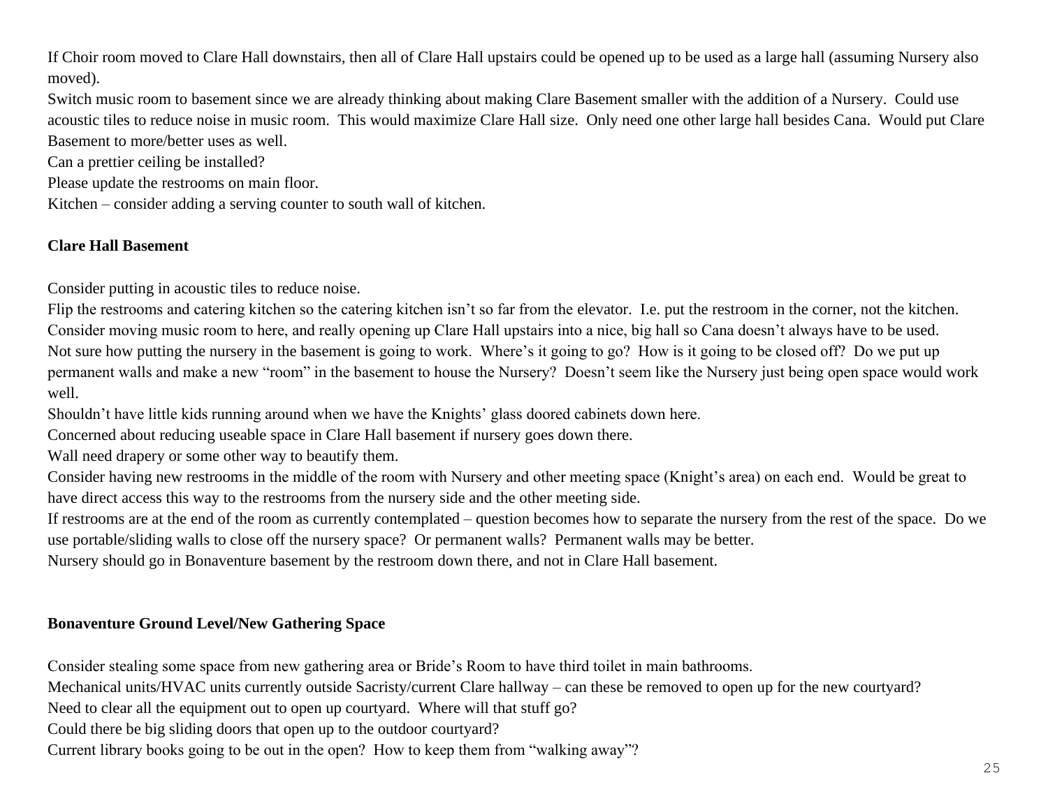If Choir room moved to Clare Hall downstairs, then all of Clare Hall upstairs could be opened up to be used as a large hall (assuming Nursery also moved).

Switch music room to basement since we are already thinking about making Clare Basement smaller with the addition of a Nursery. Could use acoustic tiles to reduce noise in music room. This would maximize Clare Hall size. Only need one other large hall besides Cana. Would put Clare Basement to more/better uses as well.

Can a prettier ceiling be installed?

Please update the restrooms on main floor.

Kitchen – consider adding a serving counter to south wall of kitchen.

**Clare Hall Basement**

Consider putting in acoustic tiles to reduce noise.

Flip the restrooms and catering kitchen so the catering kitchen isn't so far from the elevator. I.e. put the restroom in the corner, not the kitchen.

Consider moving music room to here, and really opening up Clare Hall upstairs into a nice, big hall so Cana doesn't always have to be used.

Not sure how putting the nursery in the basement is going to work. Where's it going to go? How is it going to be closed off? Do we put up permanent walls and make a new "room" in the basement to house the Nursery? Doesn't seem like the Nursery just being open space would work well.

Shouldn't have little kids running around when we have the Knights' glass doored cabinets down here.

Concerned about reducing useable space in Clare Hall basement if nursery goes down there.

Wall need drapery or some other way to beautify them.

Consider having new restrooms in the middle of the room with Nursery and other meeting space (Knight's area) on each end. Would be great to have direct access this way to the restrooms from the nursery side and the other meeting side.

If restrooms are at the end of the room as currently contemplated – question becomes how to separate the nursery from the rest of the space. Do we use portable/sliding walls to close off the nursery space? Or permanent walls? Permanent walls may be better.

Nursery should go in Bonaventure basement by the restroom down there, and not in Clare Hall basement.

**Bonaventure Ground Level/New Gathering Space**

Consider stealing some space from new gathering area or Bride's Room to have third toilet in main bathrooms.

Mechanical units/HVAC units currently outside Sacristy/current Clare hallway – can these be removed to open up for the new courtyard?

Need to clear all the equipment out to open up courtyard. Where will that stuff go?

Could there be big sliding doors that open up to the outdoor courtyard?

Current library books going to be out in the open? How to keep them from "walking away"?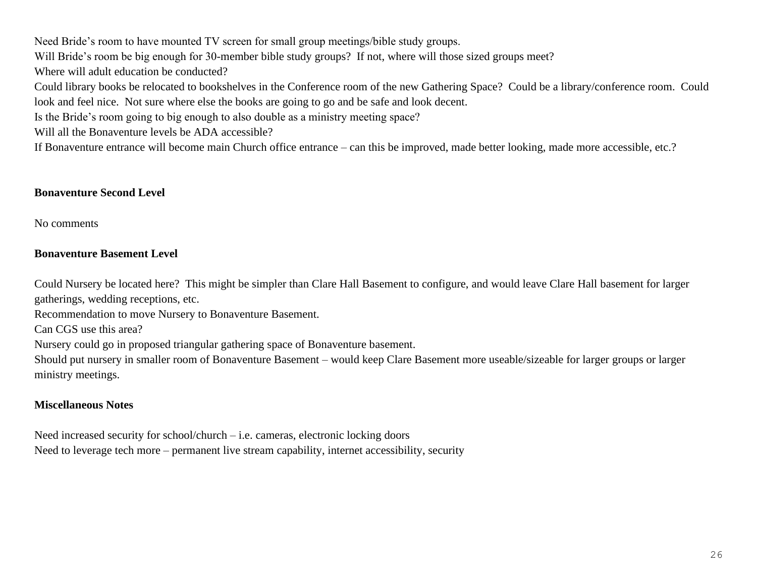Need Bride's room to have mounted TV screen for small group meetings/bible study groups.
Will Bride's room be big enough for 30-member bible study groups? If not, where will those sized groups meet?
Where will adult education be conducted?
Could library books be relocated to bookshelves in the Conference room of the new Gathering Space? Could be a library/conference room. Could look and feel nice. Not sure where else the books are going to go and be safe and look decent.
Is the Bride's room going to big enough to also double as a ministry meeting space?
Will all the Bonaventure levels be ADA accessible?
If Bonaventure entrance will become main Church office entrance – can this be improved, made better looking, made more accessible, etc.?

**Bonaventure Second Level**

No comments

**Bonaventure Basement Level**

Could Nursery be located here? This might be simpler than Clare Hall Basement to configure, and would leave Clare Hall basement for larger gatherings, wedding receptions, etc.
Recommendation to move Nursery to Bonaventure Basement.
Can CGS use this area?
Nursery could go in proposed triangular gathering space of Bonaventure basement.
Should put nursery in smaller room of Bonaventure Basement – would keep Clare Basement more useable/sizeable for larger groups or larger ministry meetings.

**Miscellaneous Notes**

Need increased security for school/church – i.e. cameras, electronic locking doors
Need to leverage tech more – permanent live stream capability, internet accessibility, security